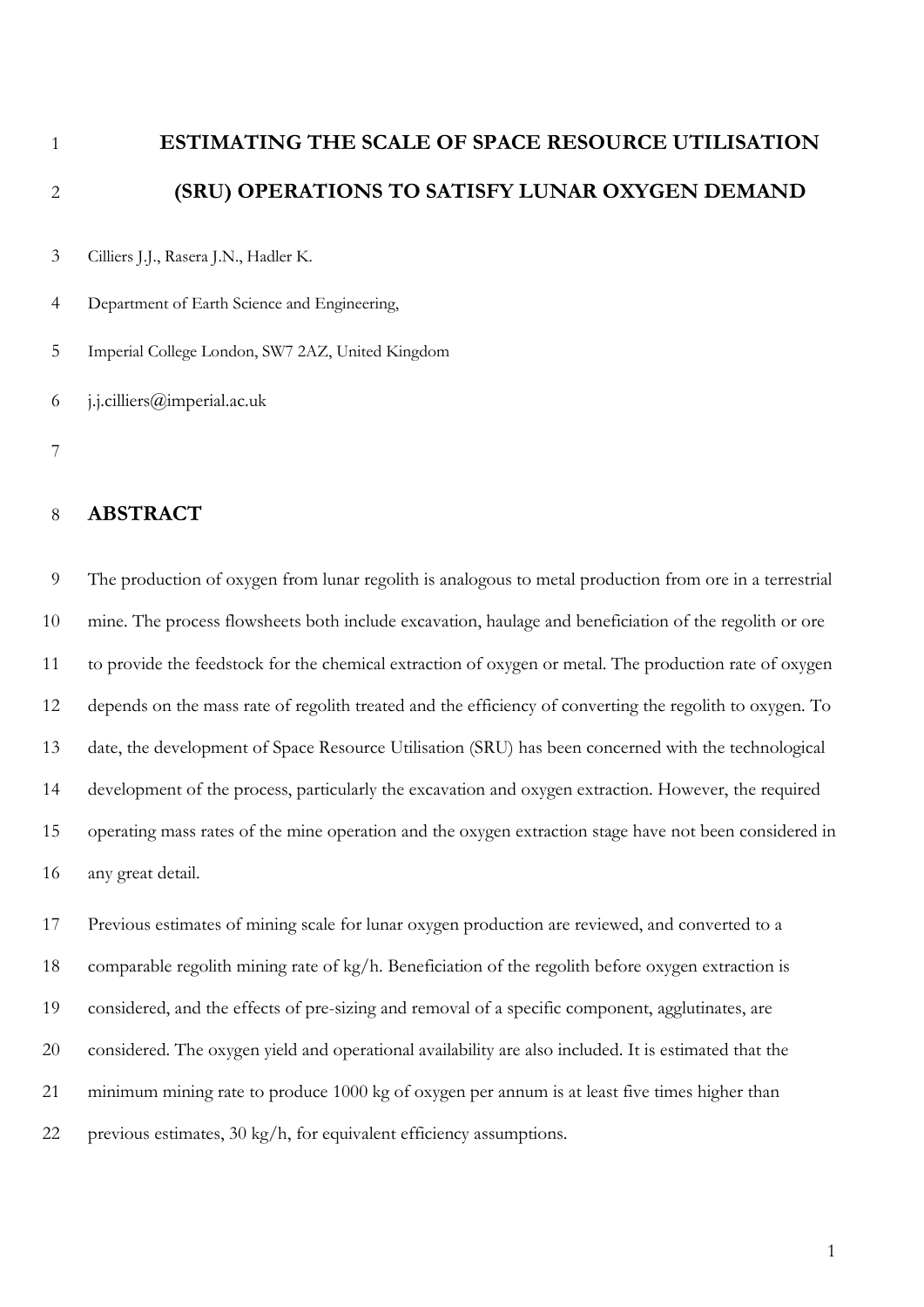# ESTIMATING THE SCALE OF SPACE RESOURCE UTILISATION (SRU) OPERATIONS TO SATISFY LUNAR OXYGEN DEMAND

Cilliers J.J., Rasera J.N., Hadler K.

Department of Earth Science and Engineering,

Imperial College London, SW7 2AZ, United Kingdom

j.j.cilliers@imperial.ac.uk

## ABSTRACT

The production of oxygen from lunar regolith is analogous to metal production from ore in a terrestrial mine. The process flowsheets both include excavation, haulage and beneficiation of the regolith or ore to provide the feedstock for the chemical extraction of oxygen or metal. The production rate of oxygen depends on the mass rate of regolith treated and the efficiency of converting the regolith to oxygen. To date, the development of Space Resource Utilisation (SRU) has been concerned with the technological development of the process, particularly the excavation and oxygen extraction. However, the required operating mass rates of the mine operation and the oxygen extraction stage have not been considered in any great detail.

Previous estimates of mining scale for lunar oxygen production are reviewed, and converted to a comparable regolith mining rate of kg/h. Beneficiation of the regolith before oxygen extraction is considered, and the effects of pre-sizing and removal of a specific component, agglutinates, are considered. The oxygen yield and operational availability are also included. It is estimated that the minimum mining rate to produce 1000 kg of oxygen per annum is at least five times higher than previous estimates, 30 kg/h, for equivalent efficiency assumptions.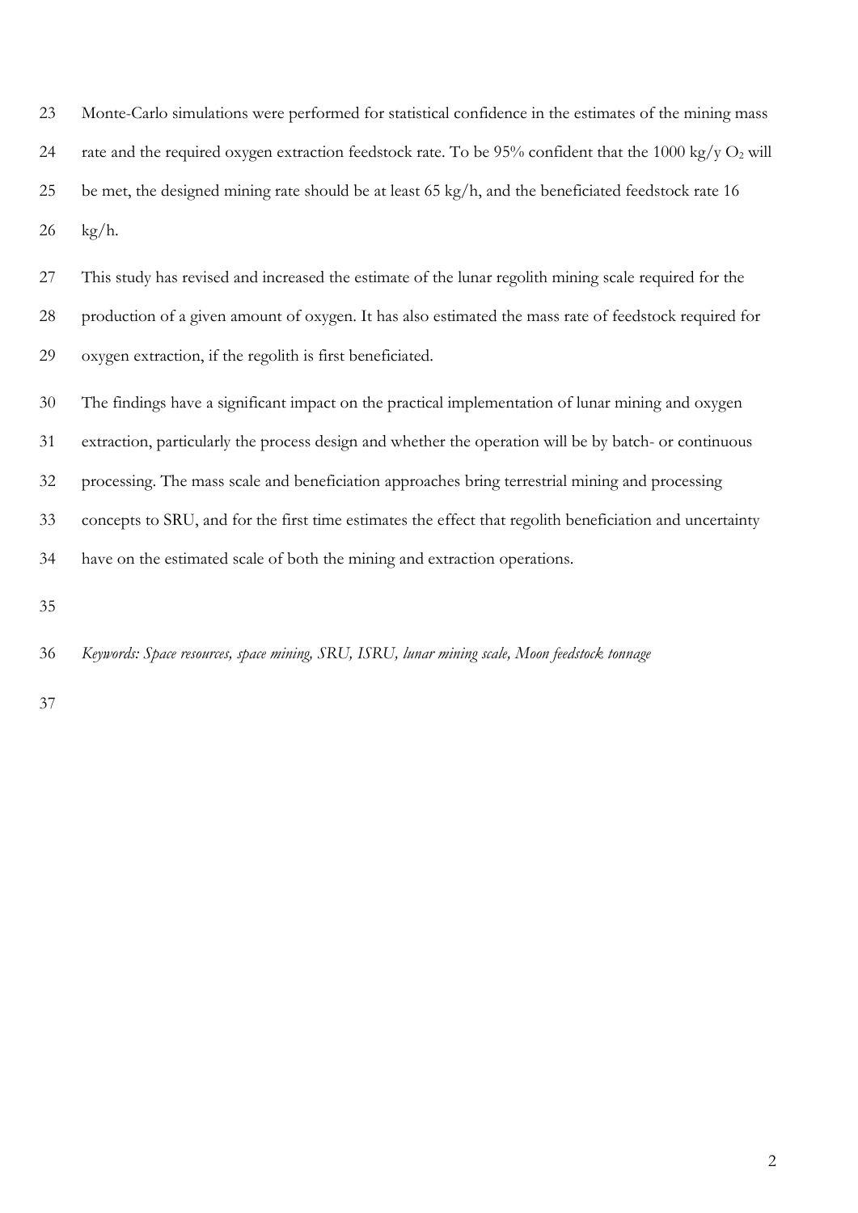Monte-Carlo simulations were performed for statistical confidence in the estimates of the mining mass rate and the required oxygen extraction feedstock rate. To be 95% confident that the 1000 kg/y $O_2$ will be met, the designed mining rate should be at least 65 kg/h, and the beneficiated feedstock rate 16 kg/h.

This study has revised and increased the estimate of the lunar regolith mining scale required for the production of a given amount of oxygen. It has also estimated the mass rate of feedstock required for oxygen extraction, if the regolith is first beneficiated.

The findings have a significant impact on the practical implementation of lunar mining and oxygen extraction, particularly the process design and whether the operation will be by batch- or continuous processing. The mass scale and beneficiation approaches bring terrestrial mining and processing concepts to SRU, and for the first time estimates the effect that regolith beneficiation and uncertainty have on the estimated scale of both the mining and extraction operations.

*Keywords: Space resources, space mining, SRU, ISRU, lunar mining scale, Moon feedstock tonnage*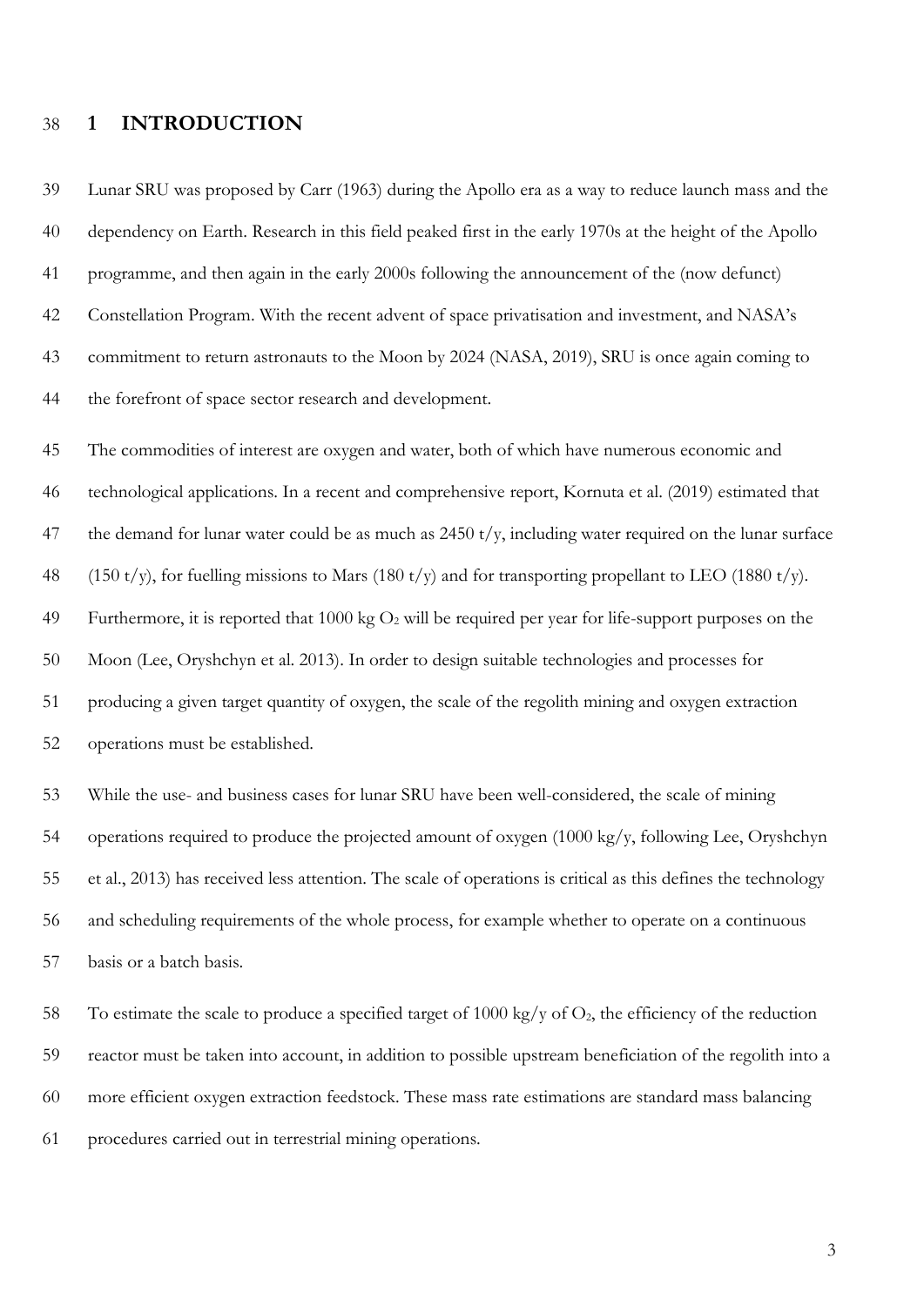# 1 INTRODUCTION

Lunar SRU was proposed by Carr (1963) during the Apollo era as a way to reduce launch mass and the dependency on Earth. Research in this field peaked first in the early 1970s at the height of the Apollo programme, and then again in the early 2000s following the announcement of the (now defunct) Constellation Program. With the recent advent of space privatisation and investment, and NASA's commitment to return astronauts to the Moon by 2024 (NASA, 2019), SRU is once again coming to the forefront of space sector research and development.

The commodities of interest are oxygen and water, both of which have numerous economic and technological applications. In a recent and comprehensive report, Kornuta et al. (2019) estimated that the demand for lunar water could be as much as 2450 t/y, including water required on the lunar surface (150 t/y), for fuelling missions to Mars (180 t/y) and for transporting propellant to LEO (1880 t/y). Furthermore, it is reported that 1000 kg $O_2$ will be required per year for life-support purposes on the Moon (Lee, Oryshchyn et al. 2013). In order to design suitable technologies and processes for producing a given target quantity of oxygen, the scale of the regolith mining and oxygen extraction operations must be established.

While the use- and business cases for lunar SRU have been well-considered, the scale of mining operations required to produce the projected amount of oxygen (1000 kg/y, following Lee, Oryshchyn et al., 2013) has received less attention. The scale of operations is critical as this defines the technology and scheduling requirements of the whole process, for example whether to operate on a continuous basis or a batch basis.

To estimate the scale to produce a specified target of 1000 kg/y of $O_2$, the efficiency of the reduction reactor must be taken into account, in addition to possible upstream beneficiation of the regolith into a more efficient oxygen extraction feedstock. These mass rate estimations are standard mass balancing procedures carried out in terrestrial mining operations.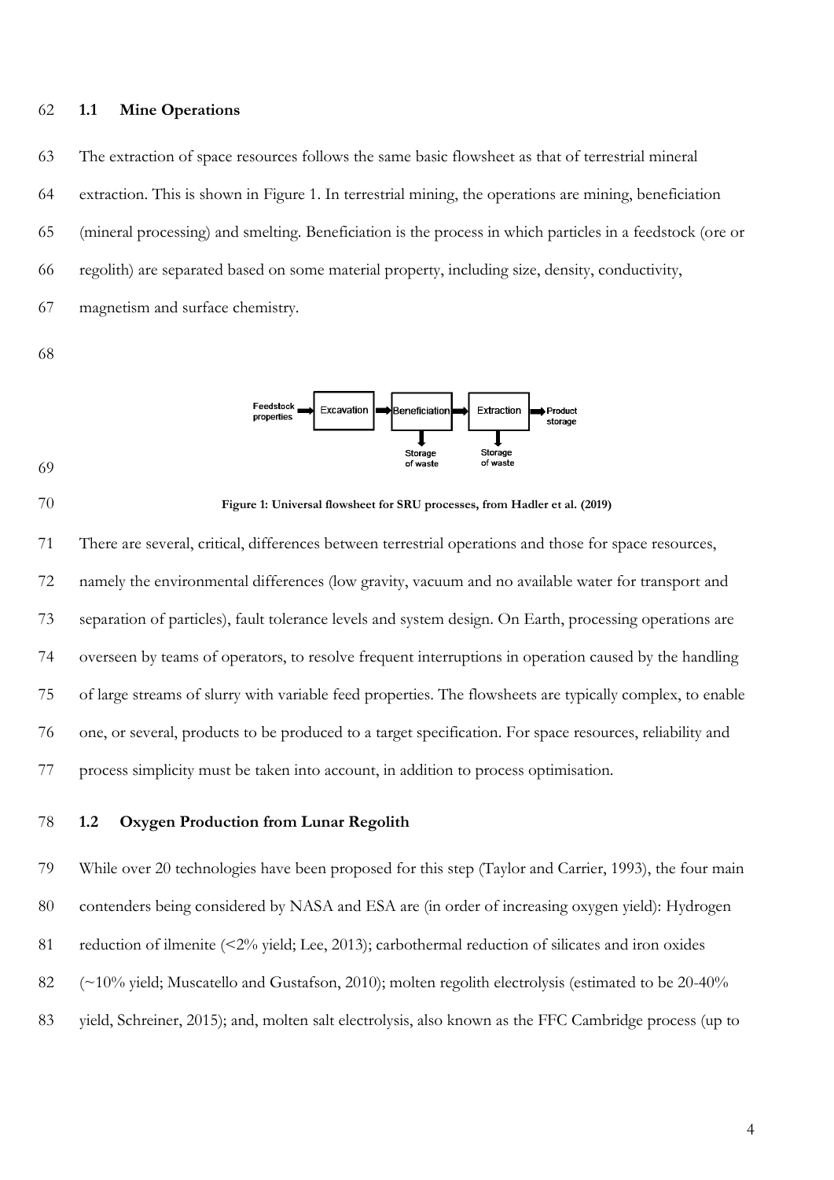## 1.1 Mine Operations

The extraction of space resources follows the same basic flowsheet as that of terrestrial mineral extraction. This is shown in Figure 1. In terrestrial mining, the operations are mining, beneficiation (mineral processing) and smelting. Beneficiation is the process in which particles in a feedstock (ore or regolith) are separated based on some material property, including size, density, conductivity, magnetism and surface chemistry.

Feedstock properties → Excavation → Beneficiation → Extraction → Product storage

Beneficiation → Storage of waste

Extraction → Storage of waste

**Figure 1: Universal flowsheet for SRU processes, from Hadler et al. (2019)**

There are several, critical, differences between terrestrial operations and those for space resources, namely the environmental differences (low gravity, vacuum and no available water for transport and separation of particles), fault tolerance levels and system design. On Earth, processing operations are overseen by teams of operators, to resolve frequent interruptions in operation caused by the handling of large streams of slurry with variable feed properties. The flowsheets are typically complex, to enable one, or several, products to be produced to a target specification. For space resources, reliability and process simplicity must be taken into account, in addition to process optimisation.

## 1.2 Oxygen Production from Lunar Regolith

While over 20 technologies have been proposed for this step (Taylor and Carrier, 1993), the four main contenders being considered by NASA and ESA are (in order of increasing oxygen yield): Hydrogen reduction of ilmenite (<2% yield; Lee, 2013); carbothermal reduction of silicates and iron oxides (~10% yield; Muscatello and Gustafson, 2010); molten regolith electrolysis (estimated to be 20-40% yield, Schreiner, 2015); and, molten salt electrolysis, also known as the FFC Cambridge process (up to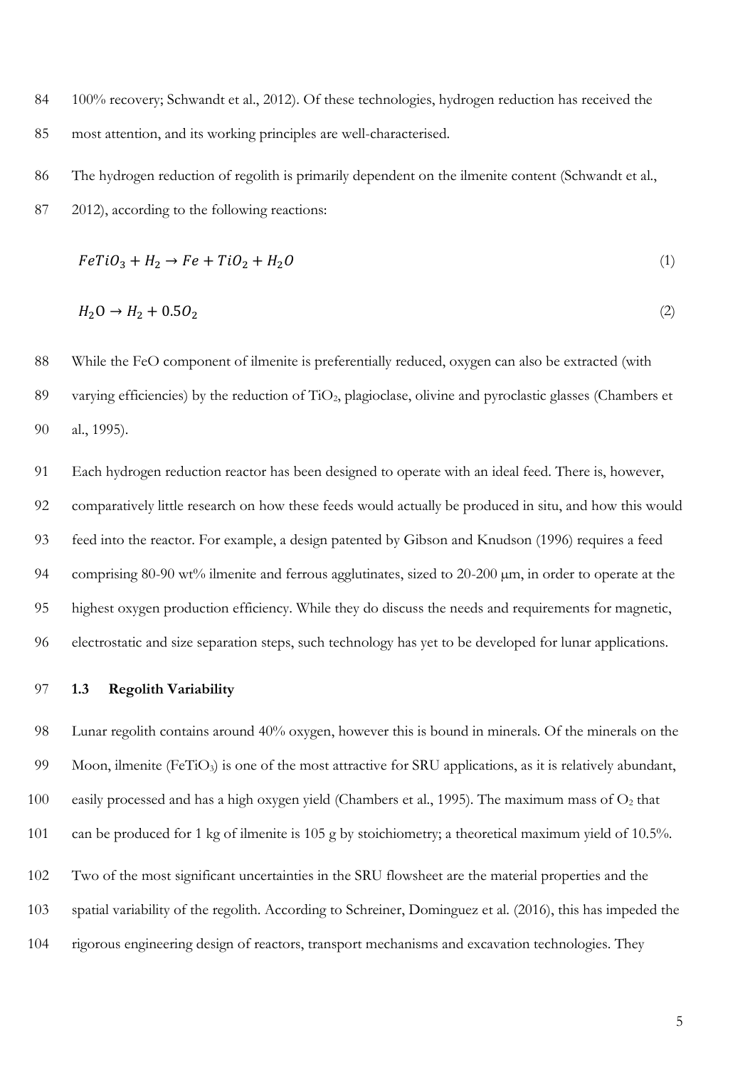100% recovery; Schwandt et al., 2012). Of these technologies, hydrogen reduction has received the most attention, and its working principles are well-characterised.

The hydrogen reduction of regolith is primarily dependent on the ilmenite content (Schwandt et al., 2012), according to the following reactions:

$$FeTiO_3 + H_2 \rightarrow Fe + TiO_2 + H_2O \tag{1}$$

$$H_2O \rightarrow H_2 + 0.5O_2 \tag{2}$$

While the FeO component of ilmenite is preferentially reduced, oxygen can also be extracted (with varying efficiencies) by the reduction of $TiO_2$, plagioclase, olivine and pyroclastic glasses (Chambers et al., 1995).

Each hydrogen reduction reactor has been designed to operate with an ideal feed. There is, however, comparatively little research on how these feeds would actually be produced in situ, and how this would feed into the reactor. For example, a design patented by Gibson and Knudson (1996) requires a feed comprising 80-90 wt% ilmenite and ferrous agglutinates, sized to 20-200 μm, in order to operate at the highest oxygen production efficiency. While they do discuss the needs and requirements for magnetic, electrostatic and size separation steps, such technology has yet to be developed for lunar applications.

### 1.3 Regolith Variability

Lunar regolith contains around 40% oxygen, however this is bound in minerals. Of the minerals on the Moon, ilmenite ($FeTiO_3$) is one of the most attractive for SRU applications, as it is relatively abundant, easily processed and has a high oxygen yield (Chambers et al., 1995). The maximum mass of $O_2$ that can be produced for 1 kg of ilmenite is 105 g by stoichiometry; a theoretical maximum yield of 10.5%.

Two of the most significant uncertainties in the SRU flowsheet are the material properties and the spatial variability of the regolith. According to Schreiner, Dominguez et al. (2016), this has impeded the rigorous engineering design of reactors, transport mechanisms and excavation technologies. They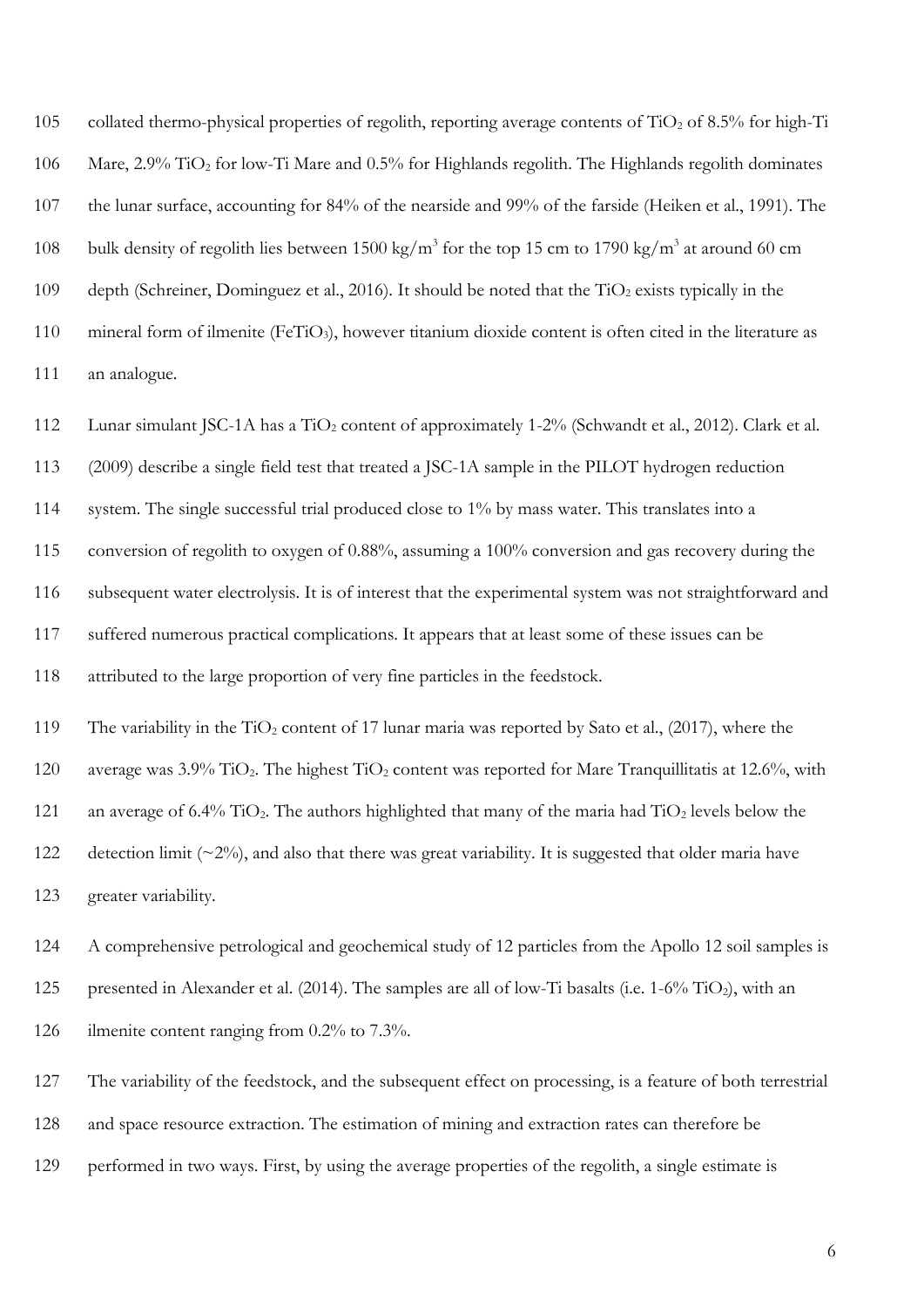collated thermo-physical properties of regolith, reporting average contents of $TiO_2$ of 8.5% for high-Ti Mare, 2.9% $TiO_2$ for low-Ti Mare and 0.5% for Highlands regolith. The Highlands regolith dominates the lunar surface, accounting for 84% of the nearside and 99% of the farside (Heiken et al., 1991). The bulk density of regolith lies between 1500 $kg/m^3$ for the top 15 cm to 1790 $kg/m^3$ at around 60 cm depth (Schreiner, Dominguez et al., 2016). It should be noted that the $TiO_2$ exists typically in the mineral form of ilmenite ($FeTiO_3$), however titanium dioxide content is often cited in the literature as an analogue.

Lunar simulant JSC-1A has a $TiO_2$ content of approximately 1-2% (Schwandt et al., 2012). Clark et al. (2009) describe a single field test that treated a JSC-1A sample in the PILOT hydrogen reduction system. The single successful trial produced close to 1% by mass water. This translates into a conversion of regolith to oxygen of 0.88%, assuming a 100% conversion and gas recovery during the subsequent water electrolysis. It is of interest that the experimental system was not straightforward and suffered numerous practical complications. It appears that at least some of these issues can be attributed to the large proportion of very fine particles in the feedstock.

The variability in the $TiO_2$ content of 17 lunar maria was reported by Sato et al., (2017), where the average was 3.9% $TiO_2$. The highest $TiO_2$ content was reported for Mare Tranquillitatis at 12.6%, with an average of 6.4% $TiO_2$. The authors highlighted that many of the maria had $TiO_2$ levels below the detection limit (~2%), and also that there was great variability. It is suggested that older maria have greater variability.

A comprehensive petrological and geochemical study of 12 particles from the Apollo 12 soil samples is presented in Alexander et al. (2014). The samples are all of low-Ti basalts (i.e. 1-6% $TiO_2$), with an ilmenite content ranging from 0.2% to 7.3%.

The variability of the feedstock, and the subsequent effect on processing, is a feature of both terrestrial and space resource extraction. The estimation of mining and extraction rates can therefore be performed in two ways. First, by using the average properties of the regolith, a single estimate is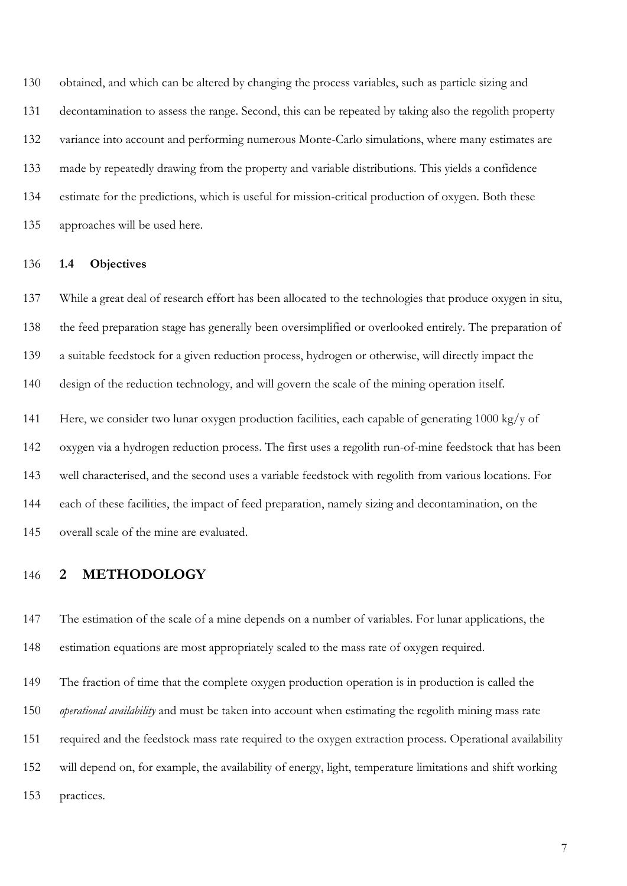obtained, and which can be altered by changing the process variables, such as particle sizing and decontamination to assess the range. Second, this can be repeated by taking also the regolith property variance into account and performing numerous Monte-Carlo simulations, where many estimates are made by repeatedly drawing from the property and variable distributions. This yields a confidence estimate for the predictions, which is useful for mission-critical production of oxygen. Both these approaches will be used here.

### 1.4 Objectives

While a great deal of research effort has been allocated to the technologies that produce oxygen in situ, the feed preparation stage has generally been oversimplified or overlooked entirely. The preparation of a suitable feedstock for a given reduction process, hydrogen or otherwise, will directly impact the design of the reduction technology, and will govern the scale of the mining operation itself.

Here, we consider two lunar oxygen production facilities, each capable of generating 1000 kg/y of oxygen via a hydrogen reduction process. The first uses a regolith run-of-mine feedstock that has been well characterised, and the second uses a variable feedstock with regolith from various locations. For each of these facilities, the impact of feed preparation, namely sizing and decontamination, on the overall scale of the mine are evaluated.

## 2 METHODOLOGY

The estimation of the scale of a mine depends on a number of variables. For lunar applications, the estimation equations are most appropriately scaled to the mass rate of oxygen required.

The fraction of time that the complete oxygen production operation is in production is called the *operational availability* and must be taken into account when estimating the regolith mining mass rate required and the feedstock mass rate required to the oxygen extraction process. Operational availability will depend on, for example, the availability of energy, light, temperature limitations and shift working practices.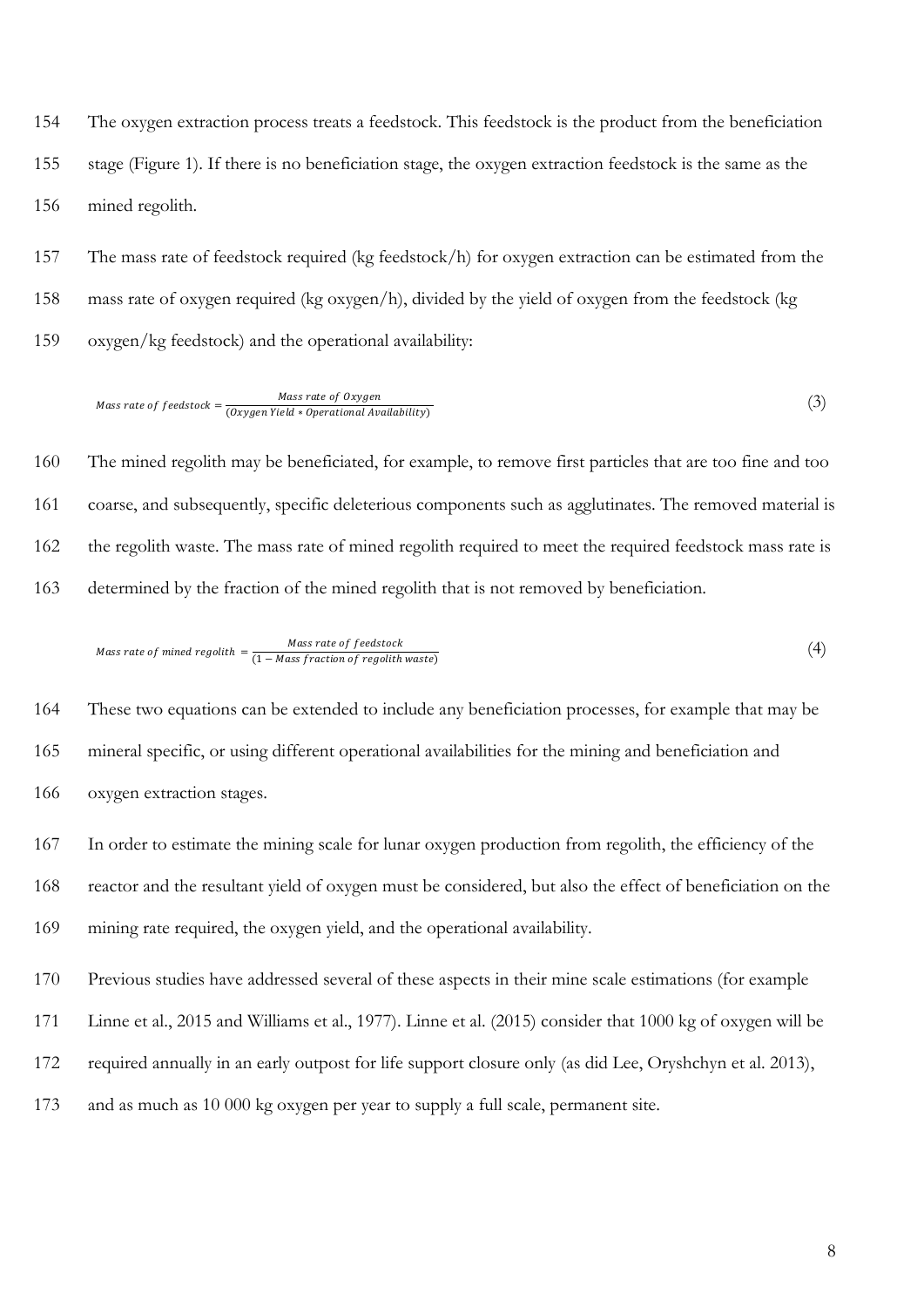The oxygen extraction process treats a feedstock. This feedstock is the product from the beneficiation stage (Figure 1). If there is no beneficiation stage, the oxygen extraction feedstock is the same as the mined regolith.

The mass rate of feedstock required (kg feedstock/h) for oxygen extraction can be estimated from the mass rate of oxygen required (kg oxygen/h), divided by the yield of oxygen from the feedstock (kg oxygen/kg feedstock) and the operational availability:

$$Mass\ rate\ of\ feedstock = \frac{Mass\ rate\ of\ Oxygen}{(Oxygen\ Yield * Operational\ Availability)} \tag{3}$$

The mined regolith may be beneficiated, for example, to remove first particles that are too fine and too coarse, and subsequently, specific deleterious components such as agglutinates. The removed material is the regolith waste. The mass rate of mined regolith required to meet the required feedstock mass rate is determined by the fraction of the mined regolith that is not removed by beneficiation.

$$Mass\ rate\ of\ mined\ regolith = \frac{Mass\ rate\ of\ feedstock}{(1 - Mass\ fraction\ of\ regolith\ waste)} \tag{4}$$

These two equations can be extended to include any beneficiation processes, for example that may be mineral specific, or using different operational availabilities for the mining and beneficiation and oxygen extraction stages.

In order to estimate the mining scale for lunar oxygen production from regolith, the efficiency of the reactor and the resultant yield of oxygen must be considered, but also the effect of beneficiation on the mining rate required, the oxygen yield, and the operational availability.

Previous studies have addressed several of these aspects in their mine scale estimations (for example Linne et al., 2015 and Williams et al., 1977). Linne et al. (2015) consider that 1000 kg of oxygen will be required annually in an early outpost for life support closure only (as did Lee, Oryshchyn et al. 2013), and as much as 10 000 kg oxygen per year to supply a full scale, permanent site.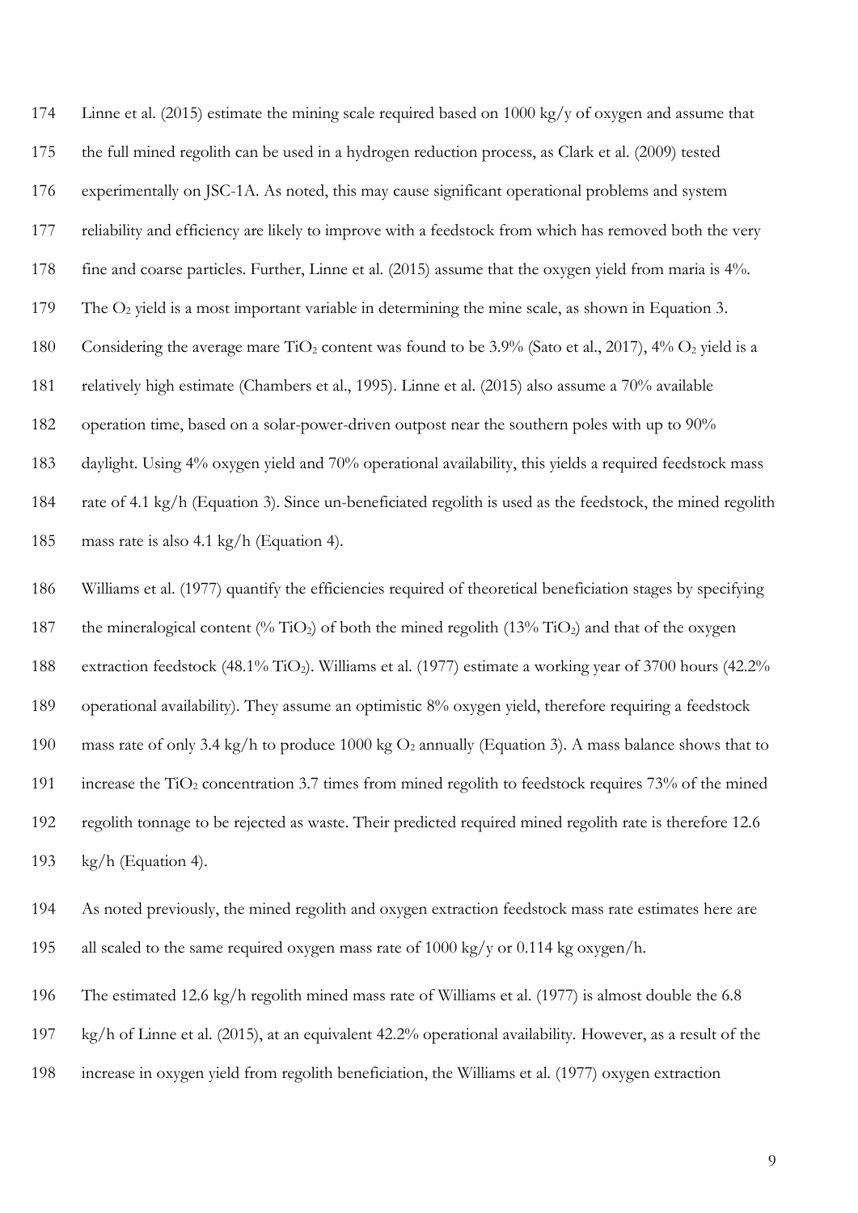Linne et al. (2015) estimate the mining scale required based on 1000 kg/y of oxygen and assume that the full mined regolith can be used in a hydrogen reduction process, as Clark et al. (2009) tested experimentally on JSC-1A. As noted, this may cause significant operational problems and system reliability and efficiency are likely to improve with a feedstock from which has removed both the very fine and coarse particles. Further, Linne et al. (2015) assume that the oxygen yield from maria is 4%. The $O_2$ yield is a most important variable in determining the mine scale, as shown in Equation 3. Considering the average mare $TiO_2$ content was found to be 3.9% (Sato et al., 2017), 4% $O_2$ yield is a relatively high estimate (Chambers et al., 1995). Linne et al. (2015) also assume a 70% available operation time, based on a solar-power-driven outpost near the southern poles with up to 90% daylight. Using 4% oxygen yield and 70% operational availability, this yields a required feedstock mass rate of 4.1 kg/h (Equation 3). Since un-beneficiated regolith is used as the feedstock, the mined regolith mass rate is also 4.1 kg/h (Equation 4).

Williams et al. (1977) quantify the efficiencies required of theoretical beneficiation stages by specifying the mineralogical content (% $TiO_2$) of both the mined regolith (13% $TiO_2$) and that of the oxygen extraction feedstock (48.1% $TiO_2$). Williams et al. (1977) estimate a working year of 3700 hours (42.2% operational availability). They assume an optimistic 8% oxygen yield, therefore requiring a feedstock mass rate of only 3.4 kg/h to produce 1000 kg $O_2$ annually (Equation 3). A mass balance shows that to increase the $TiO_2$ concentration 3.7 times from mined regolith to feedstock requires 73% of the mined regolith tonnage to be rejected as waste. Their predicted required mined regolith rate is therefore 12.6 kg/h (Equation 4).

As noted previously, the mined regolith and oxygen extraction feedstock mass rate estimates here are all scaled to the same required oxygen mass rate of 1000 kg/y or 0.114 kg oxygen/h.

The estimated 12.6 kg/h regolith mined mass rate of Williams et al. (1977) is almost double the 6.8 kg/h of Linne et al. (2015), at an equivalent 42.2% operational availability. However, as a result of the increase in oxygen yield from regolith beneficiation, the Williams et al. (1977) oxygen extraction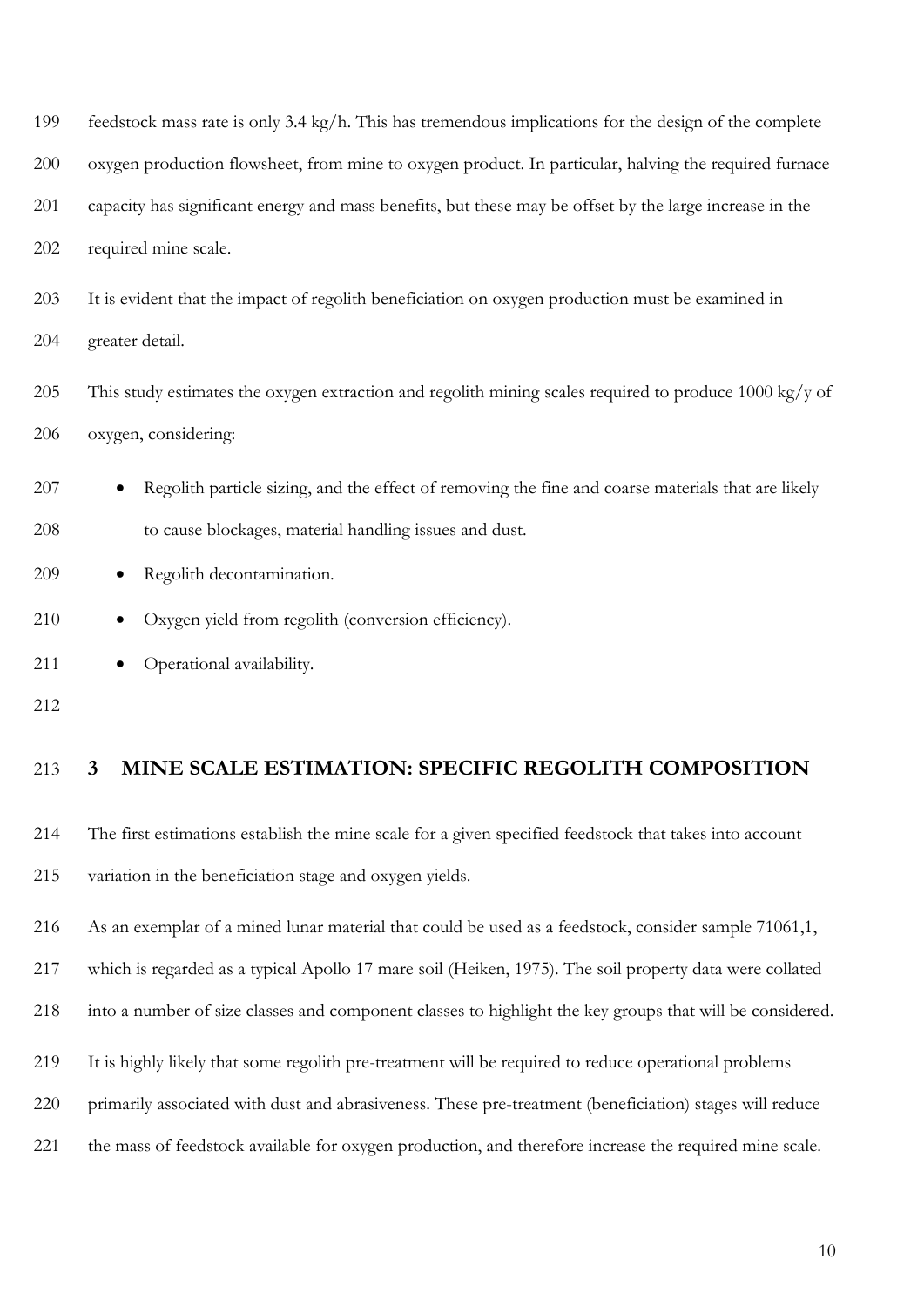feedstock mass rate is only 3.4 kg/h. This has tremendous implications for the design of the complete oxygen production flowsheet, from mine to oxygen product. In particular, halving the required furnace capacity has significant energy and mass benefits, but these may be offset by the large increase in the required mine scale.

It is evident that the impact of regolith beneficiation on oxygen production must be examined in greater detail.

This study estimates the oxygen extraction and regolith mining scales required to produce 1000 kg/y of oxygen, considering:

- Regolith particle sizing, and the effect of removing the fine and coarse materials that are likely to cause blockages, material handling issues and dust.
- Regolith decontamination.
- Oxygen yield from regolith (conversion efficiency).
- Operational availability.

## 3 MINE SCALE ESTIMATION: SPECIFIC REGOLITH COMPOSITION

The first estimations establish the mine scale for a given specified feedstock that takes into account variation in the beneficiation stage and oxygen yields.

As an exemplar of a mined lunar material that could be used as a feedstock, consider sample 71061,1, which is regarded as a typical Apollo 17 mare soil (Heiken, 1975). The soil property data were collated into a number of size classes and component classes to highlight the key groups that will be considered.

It is highly likely that some regolith pre-treatment will be required to reduce operational problems primarily associated with dust and abrasiveness. These pre-treatment (beneficiation) stages will reduce the mass of feedstock available for oxygen production, and therefore increase the required mine scale.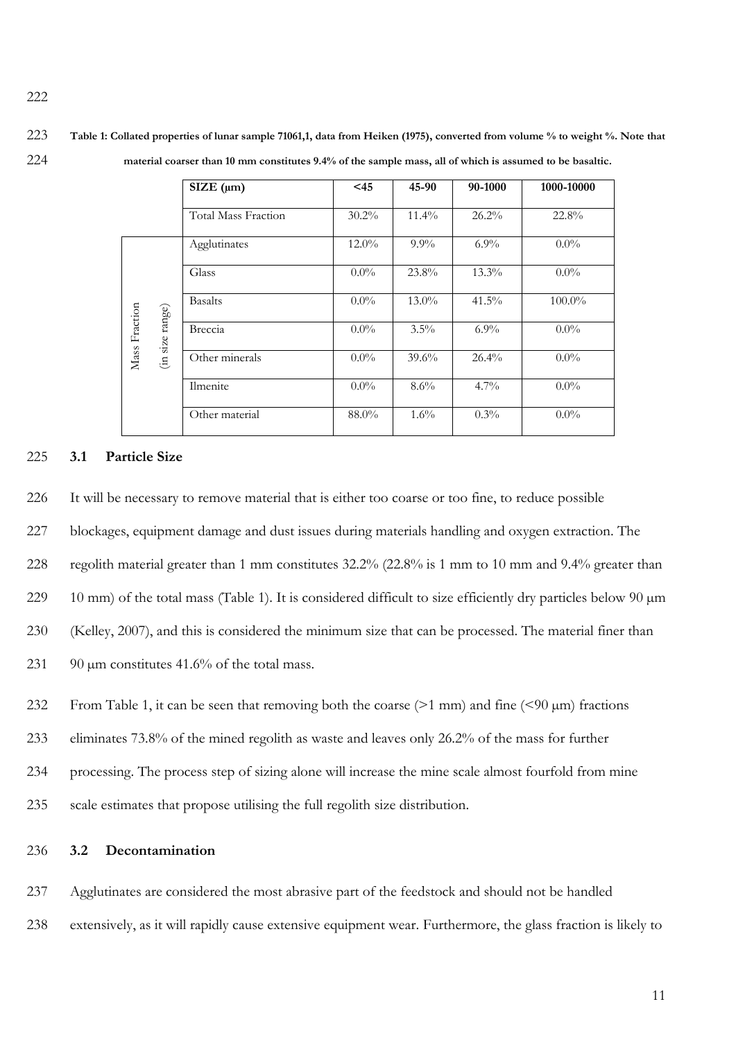**Table 1: Collated properties of lunar sample 71061,1, data from Heiken (1975), converted from volume % to weight %. Note that material coarser than 10 mm constitutes 9.4% of the sample mass, all of which is assumed to be basaltic.**

| | SIZE (μm) | <45 | 45-90 | 90-1000 | 1000-10000 |
|---|---|---|---|---|---|
| | Total Mass Fraction | 30.2% | 11.4% | 26.2% | 22.8% |
| Mass Fraction (in size range) | Agglutinates | 12.0% | 9.9% | 6.9% | 0.0% |
| | Glass | 0.0% | 23.8% | 13.3% | 0.0% |
| | Basalts | 0.0% | 13.0% | 41.5% | 100.0% |
| | Breccia | 0.0% | 3.5% | 6.9% | 0.0% |
| | Other minerals | 0.0% | 39.6% | 26.4% | 0.0% |
| | Ilmenite | 0.0% | 8.6% | 4.7% | 0.0% |
| | Other material | 88.0% | 1.6% | 0.3% | 0.0% |

### 3.1 Particle Size

It will be necessary to remove material that is either too coarse or too fine, to reduce possible blockages, equipment damage and dust issues during materials handling and oxygen extraction. The regolith material greater than 1 mm constitutes 32.2% (22.8% is 1 mm to 10 mm and 9.4% greater than 10 mm) of the total mass (Table 1). It is considered difficult to size efficiently dry particles below 90 μm (Kelley, 2007), and this is considered the minimum size that can be processed. The material finer than 90 μm constitutes 41.6% of the total mass.

From Table 1, it can be seen that removing both the coarse (>1 mm) and fine (<90 μm) fractions eliminates 73.8% of the mined regolith as waste and leaves only 26.2% of the mass for further processing. The process step of sizing alone will increase the mine scale almost fourfold from mine scale estimates that propose utilising the full regolith size distribution.

### 3.2 Decontamination

Agglutinates are considered the most abrasive part of the feedstock and should not be handled extensively, as it will rapidly cause extensive equipment wear. Furthermore, the glass fraction is likely to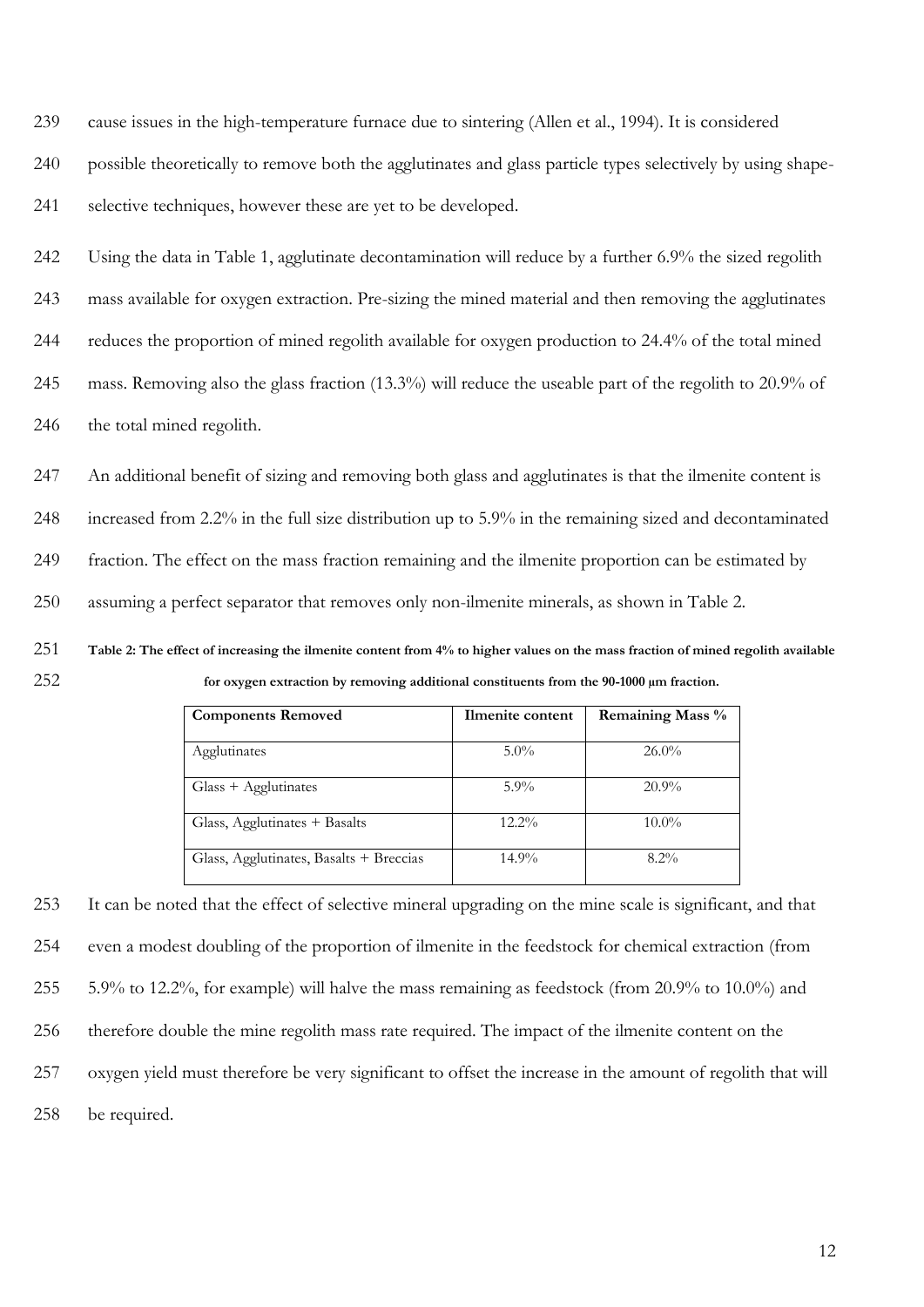cause issues in the high-temperature furnace due to sintering (Allen et al., 1994). It is considered possible theoretically to remove both the agglutinates and glass particle types selectively by using shape-selective techniques, however these are yet to be developed.

Using the data in Table 1, agglutinate decontamination will reduce by a further 6.9% the sized regolith mass available for oxygen extraction. Pre-sizing the mined material and then removing the agglutinates reduces the proportion of mined regolith available for oxygen production to 24.4% of the total mined mass. Removing also the glass fraction (13.3%) will reduce the useable part of the regolith to 20.9% of the total mined regolith.

An additional benefit of sizing and removing both glass and agglutinates is that the ilmenite content is increased from 2.2% in the full size distribution up to 5.9% in the remaining sized and decontaminated fraction. The effect on the mass fraction remaining and the ilmenite proportion can be estimated by assuming a perfect separator that removes only non-ilmenite minerals, as shown in Table 2.

**Table 2: The effect of increasing the ilmenite content from 4% to higher values on the mass fraction of mined regolith available for oxygen extraction by removing additional constituents from the 90-1000 μm fraction.**

| Components Removed | Ilmenite content | Remaining Mass % |
|---|---|---|
| Agglutinates | 5.0% | 26.0% |
| Glass + Agglutinates | 5.9% | 20.9% |
| Glass, Agglutinates + Basalts | 12.2% | 10.0% |
| Glass, Agglutinates, Basalts + Breccias | 14.9% | 8.2% |

It can be noted that the effect of selective mineral upgrading on the mine scale is significant, and that even a modest doubling of the proportion of ilmenite in the feedstock for chemical extraction (from 5.9% to 12.2%, for example) will halve the mass remaining as feedstock (from 20.9% to 10.0%) and therefore double the mine regolith mass rate required. The impact of the ilmenite content on the oxygen yield must therefore be very significant to offset the increase in the amount of regolith that will be required.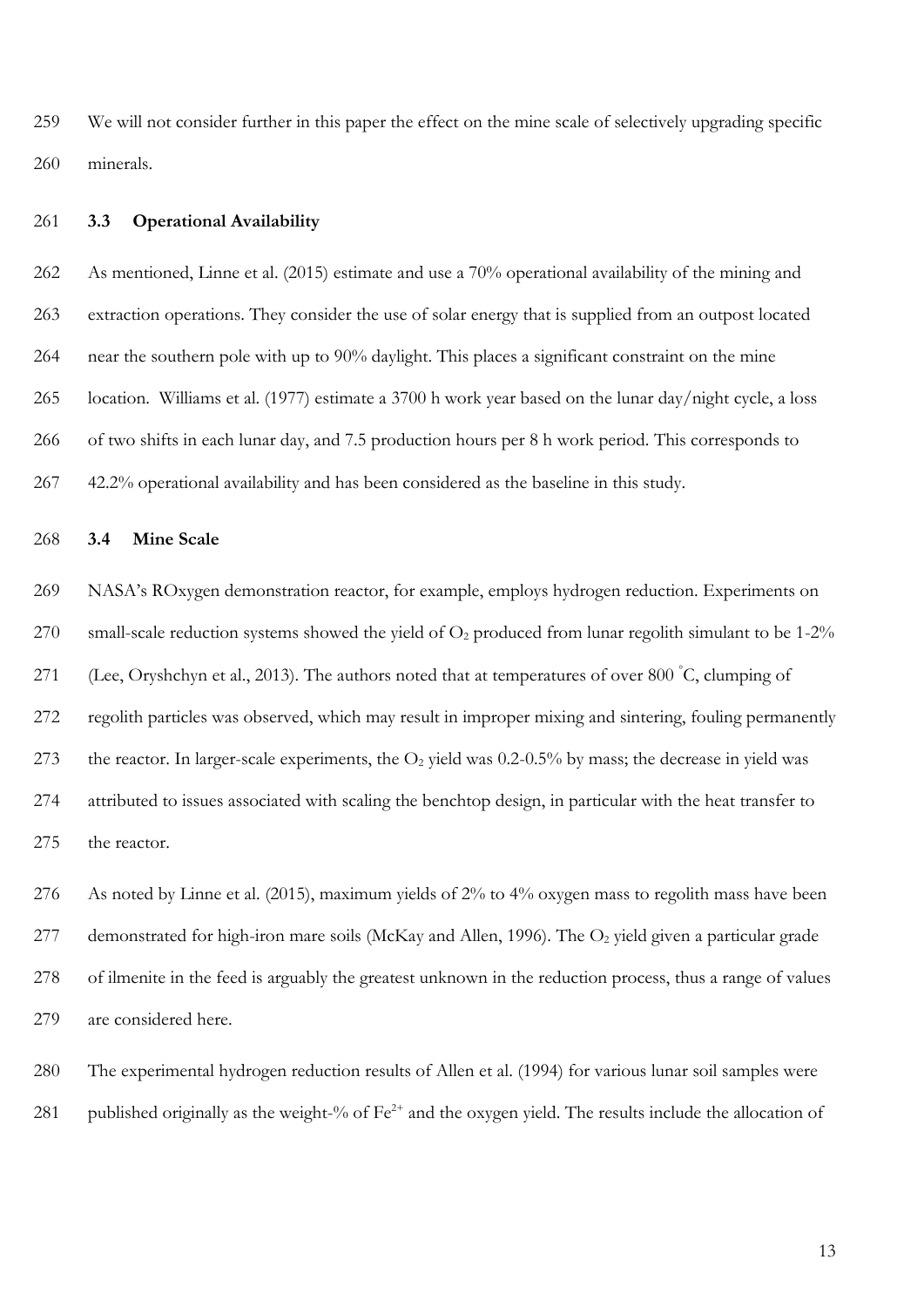We will not consider further in this paper the effect on the mine scale of selectively upgrading specific minerals.

### 3.3 Operational Availability

As mentioned, Linne et al. (2015) estimate and use a 70% operational availability of the mining and extraction operations. They consider the use of solar energy that is supplied from an outpost located near the southern pole with up to 90% daylight. This places a significant constraint on the mine location. Williams et al. (1977) estimate a 3700 h work year based on the lunar day/night cycle, a loss of two shifts in each lunar day, and 7.5 production hours per 8 h work period. This corresponds to 42.2% operational availability and has been considered as the baseline in this study.

### 3.4 Mine Scale

NASA's ROxygen demonstration reactor, for example, employs hydrogen reduction. Experiments on small-scale reduction systems showed the yield of $O_2$ produced from lunar regolith simulant to be 1-2% (Lee, Oryshchyn et al., 2013). The authors noted that at temperatures of over 800 °C, clumping of regolith particles was observed, which may result in improper mixing and sintering, fouling permanently the reactor. In larger-scale experiments, the $O_2$ yield was 0.2-0.5% by mass; the decrease in yield was attributed to issues associated with scaling the benchtop design, in particular with the heat transfer to the reactor.

As noted by Linne et al. (2015), maximum yields of 2% to 4% oxygen mass to regolith mass have been demonstrated for high-iron mare soils (McKay and Allen, 1996). The $O_2$ yield given a particular grade of ilmenite in the feed is arguably the greatest unknown in the reduction process, thus a range of values are considered here.

The experimental hydrogen reduction results of Allen et al. (1994) for various lunar soil samples were published originally as the weight-% of $Fe^{2+}$ and the oxygen yield. The results include the allocation of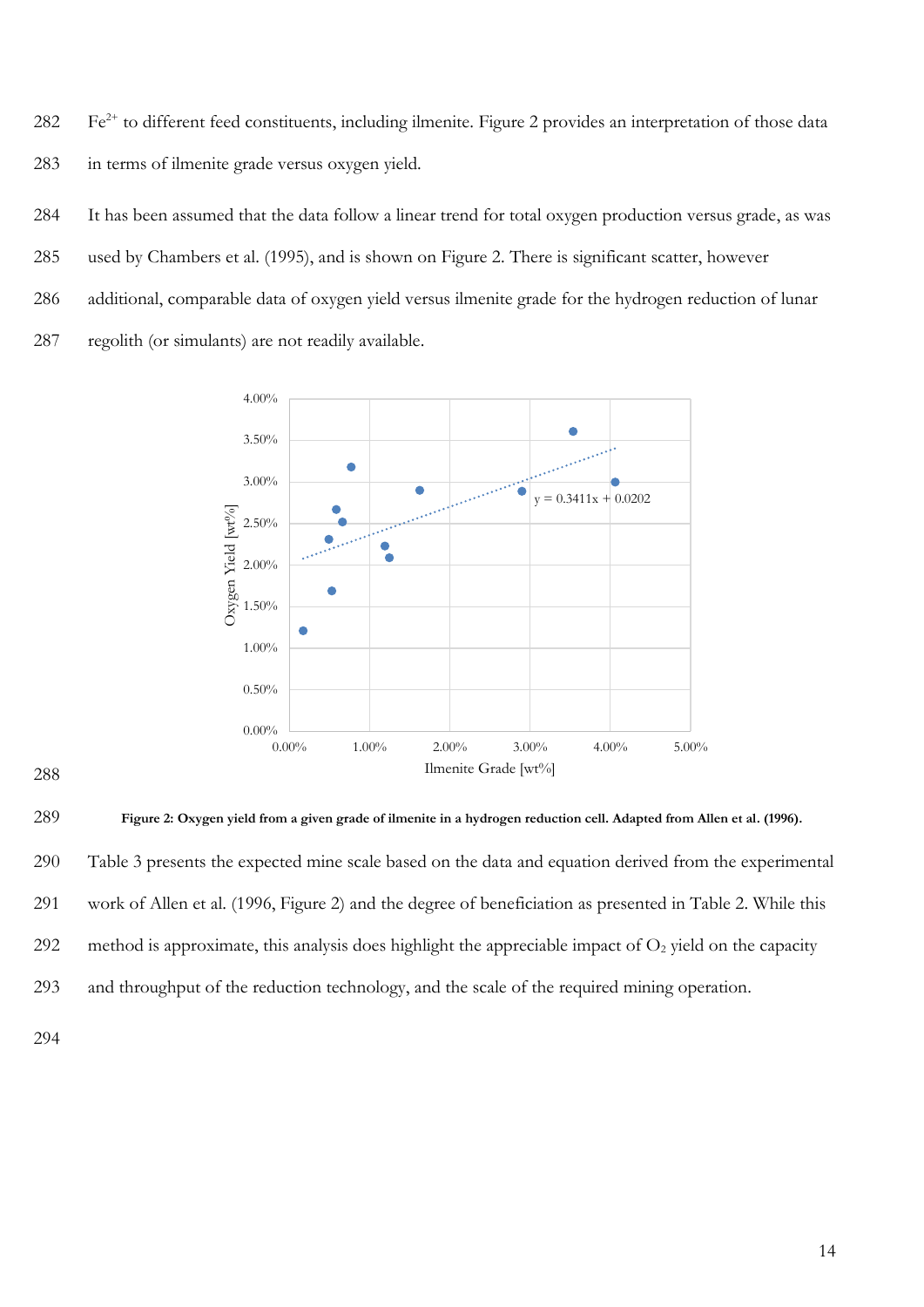$Fe^{2+}$ to different feed constituents, including ilmenite. Figure 2 provides an interpretation of those data in terms of ilmenite grade versus oxygen yield.

It has been assumed that the data follow a linear trend for total oxygen production versus grade, as was used by Chambers et al. (1995), and is shown on Figure 2. There is significant scatter, however additional, comparable data of oxygen yield versus ilmenite grade for the hydrogen reduction of lunar regolith (or simulants) are not readily available.

**Figure 2: Oxygen yield from a given grade of ilmenite in a hydrogen reduction cell. Adapted from Allen et al. (1996).**

Table 3 presents the expected mine scale based on the data and equation derived from the experimental work of Allen et al. (1996, Figure 2) and the degree of beneficiation as presented in Table 2. While this method is approximate, this analysis does highlight the appreciable impact of $O_2$ yield on the capacity and throughput of the reduction technology, and the scale of the required mining operation.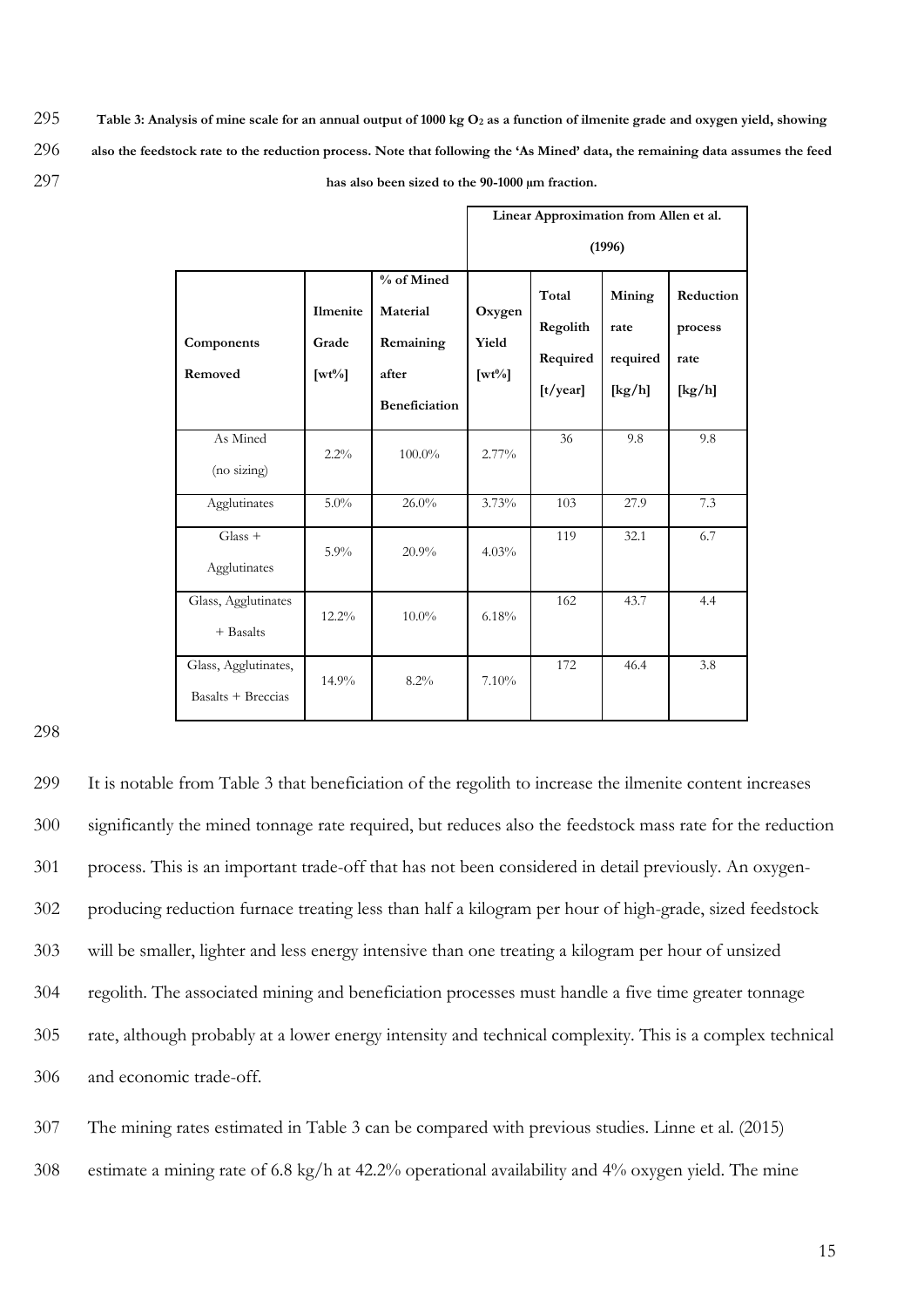**Table 3: Analysis of mine scale for an annual output of 1000 kg $O_2$ as a function of ilmenite grade and oxygen yield, showing also the feedstock rate to the reduction process. Note that following the 'As Mined' data, the remaining data assumes the feed has also been sized to the 90-1000 μm fraction.**

| | | | Linear Approximation from Allen et al. (1996) | | | |
|---|---|---|---|---|---|---|
| **Components Removed** | **Ilmenite Grade [wt%]** | **% of Mined Material Remaining after Beneficiation** | **Oxygen Yield [wt%]** | **Total Regolith Required [t/year]** | **Mining rate required [kg/h]** | **Reduction process rate [kg/h]** |
| As Mined (no sizing) | 2.2% | 100.0% | 2.77% | 36 | 9.8 | 9.8 |
| Agglutinates | 5.0% | 26.0% | 3.73% | 103 | 27.9 | 7.3 |
| Glass + Agglutinates | 5.9% | 20.9% | 4.03% | 119 | 32.1 | 6.7 |
| Glass, Agglutinates + Basalts | 12.2% | 10.0% | 6.18% | 162 | 43.7 | 4.4 |
| Glass, Agglutinates, Basalts + Breccias | 14.9% | 8.2% | 7.10% | 172 | 46.4 | 3.8 |

It is notable from Table 3 that beneficiation of the regolith to increase the ilmenite content increases significantly the mined tonnage rate required, but reduces also the feedstock mass rate for the reduction process. This is an important trade-off that has not been considered in detail previously. An oxygen-producing reduction furnace treating less than half a kilogram per hour of high-grade, sized feedstock will be smaller, lighter and less energy intensive than one treating a kilogram per hour of unsized regolith. The associated mining and beneficiation processes must handle a five time greater tonnage rate, although probably at a lower energy intensity and technical complexity. This is a complex technical and economic trade-off.

The mining rates estimated in Table 3 can be compared with previous studies. Linne et al. (2015) estimate a mining rate of 6.8 kg/h at 42.2% operational availability and 4% oxygen yield. The mine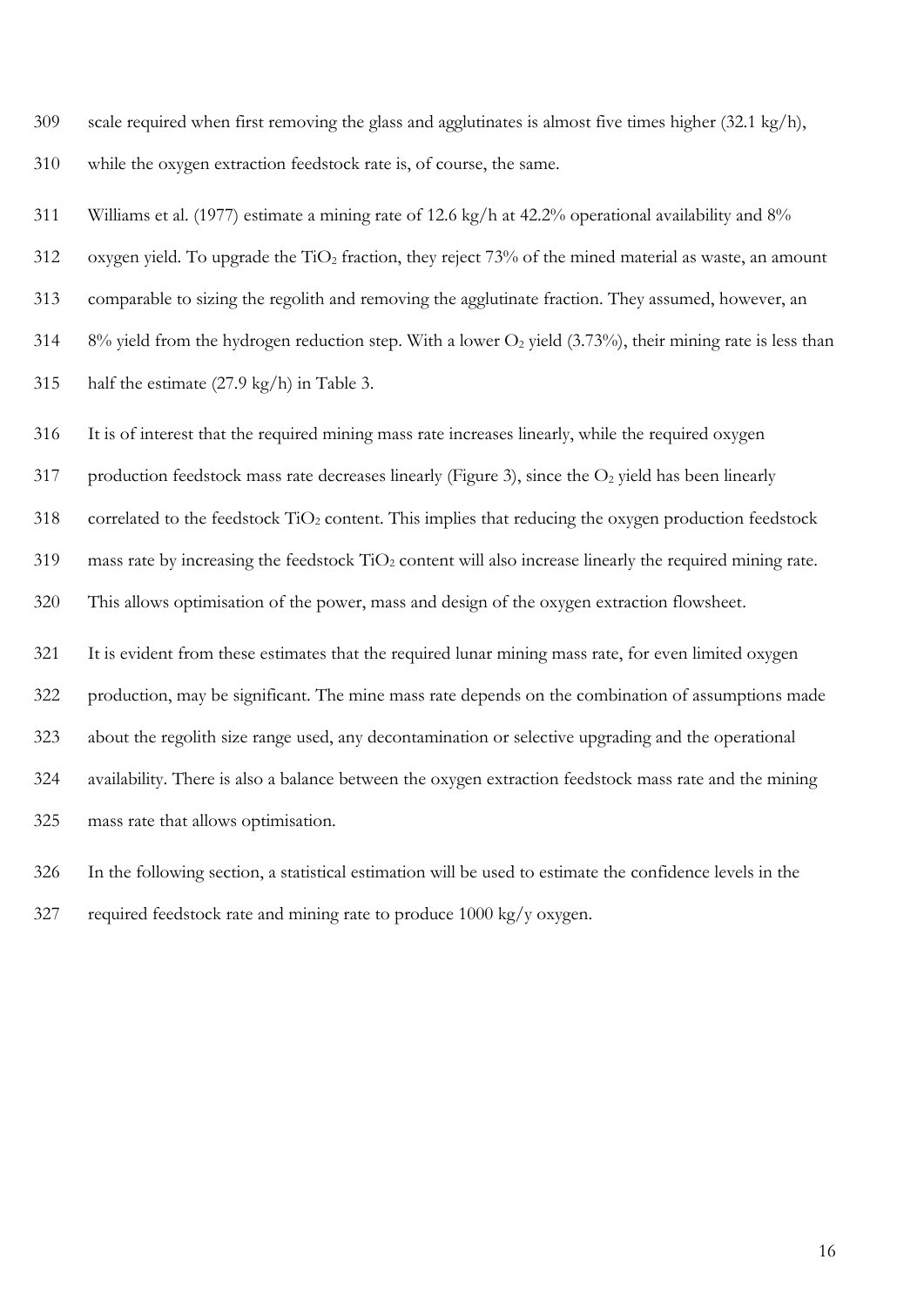scale required when first removing the glass and agglutinates is almost five times higher (32.1 kg/h), while the oxygen extraction feedstock rate is, of course, the same.

Williams et al. (1977) estimate a mining rate of 12.6 kg/h at 42.2% operational availability and 8% oxygen yield. To upgrade the $TiO_2$ fraction, they reject 73% of the mined material as waste, an amount comparable to sizing the regolith and removing the agglutinate fraction. They assumed, however, an 8% yield from the hydrogen reduction step. With a lower $O_2$ yield (3.73%), their mining rate is less than half the estimate (27.9 kg/h) in Table 3.

It is of interest that the required mining mass rate increases linearly, while the required oxygen production feedstock mass rate decreases linearly (Figure 3), since the $O_2$ yield has been linearly correlated to the feedstock $TiO_2$ content. This implies that reducing the oxygen production feedstock mass rate by increasing the feedstock $TiO_2$ content will also increase linearly the required mining rate. This allows optimisation of the power, mass and design of the oxygen extraction flowsheet.

It is evident from these estimates that the required lunar mining mass rate, for even limited oxygen production, may be significant. The mine mass rate depends on the combination of assumptions made about the regolith size range used, any decontamination or selective upgrading and the operational availability. There is also a balance between the oxygen extraction feedstock mass rate and the mining mass rate that allows optimisation.

In the following section, a statistical estimation will be used to estimate the confidence levels in the required feedstock rate and mining rate to produce 1000 kg/y oxygen.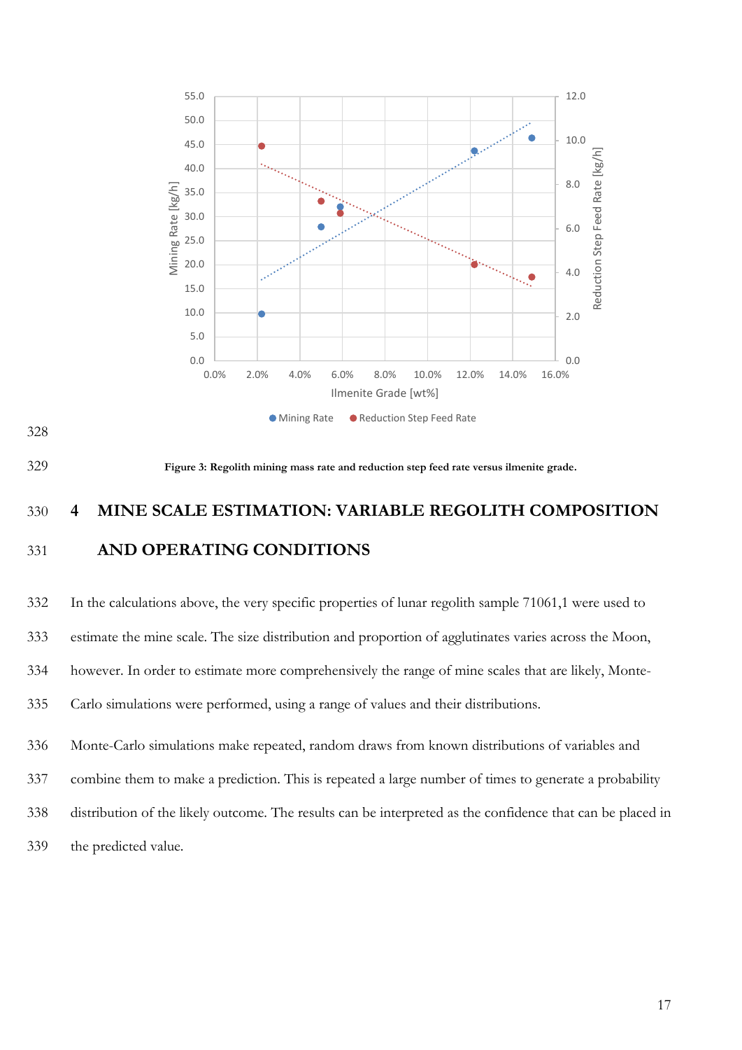Figure 3: Regolith mining mass rate and reduction step feed rate versus ilmenite grade.

## 4 MINE SCALE ESTIMATION: VARIABLE REGOLITH COMPOSITION AND OPERATING CONDITIONS

In the calculations above, the very specific properties of lunar regolith sample 71061,1 were used to estimate the mine scale. The size distribution and proportion of agglutinates varies across the Moon, however. In order to estimate more comprehensively the range of mine scales that are likely, Monte-Carlo simulations were performed, using a range of values and their distributions.

Monte-Carlo simulations make repeated, random draws from known distributions of variables and combine them to make a prediction. This is repeated a large number of times to generate a probability distribution of the likely outcome. The results can be interpreted as the confidence that can be placed in the predicted value.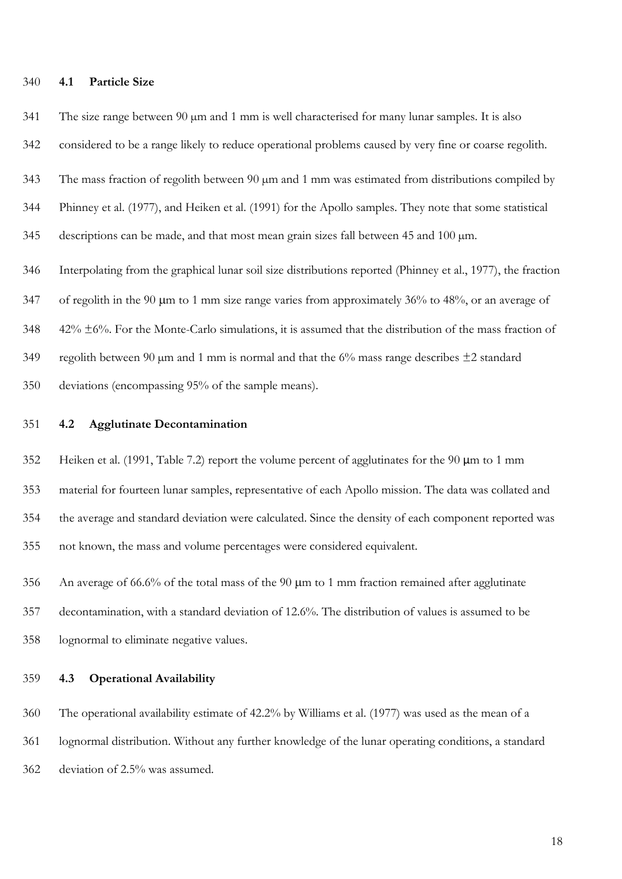## 4.1 Particle Size

The size range between 90 μm and 1 mm is well characterised for many lunar samples. It is also considered to be a range likely to reduce operational problems caused by very fine or coarse regolith. The mass fraction of regolith between 90 μm and 1 mm was estimated from distributions compiled by Phinney et al. (1977), and Heiken et al. (1991) for the Apollo samples. They note that some statistical descriptions can be made, and that most mean grain sizes fall between 45 and 100 μm.

Interpolating from the graphical lunar soil size distributions reported (Phinney et al., 1977), the fraction of regolith in the 90 μm to 1 mm size range varies from approximately 36% to 48%, or an average of 42% ±6%. For the Monte-Carlo simulations, it is assumed that the distribution of the mass fraction of regolith between 90 μm and 1 mm is normal and that the 6% mass range describes ±2 standard deviations (encompassing 95% of the sample means).

## 4.2 Agglutinate Decontamination

Heiken et al. (1991, Table 7.2) report the volume percent of agglutinates for the 90 μm to 1 mm material for fourteen lunar samples, representative of each Apollo mission. The data was collated and the average and standard deviation were calculated. Since the density of each component reported was not known, the mass and volume percentages were considered equivalent.

An average of 66.6% of the total mass of the 90 μm to 1 mm fraction remained after agglutinate decontamination, with a standard deviation of 12.6%. The distribution of values is assumed to be lognormal to eliminate negative values.

## 4.3 Operational Availability

The operational availability estimate of 42.2% by Williams et al. (1977) was used as the mean of a lognormal distribution. Without any further knowledge of the lunar operating conditions, a standard deviation of 2.5% was assumed.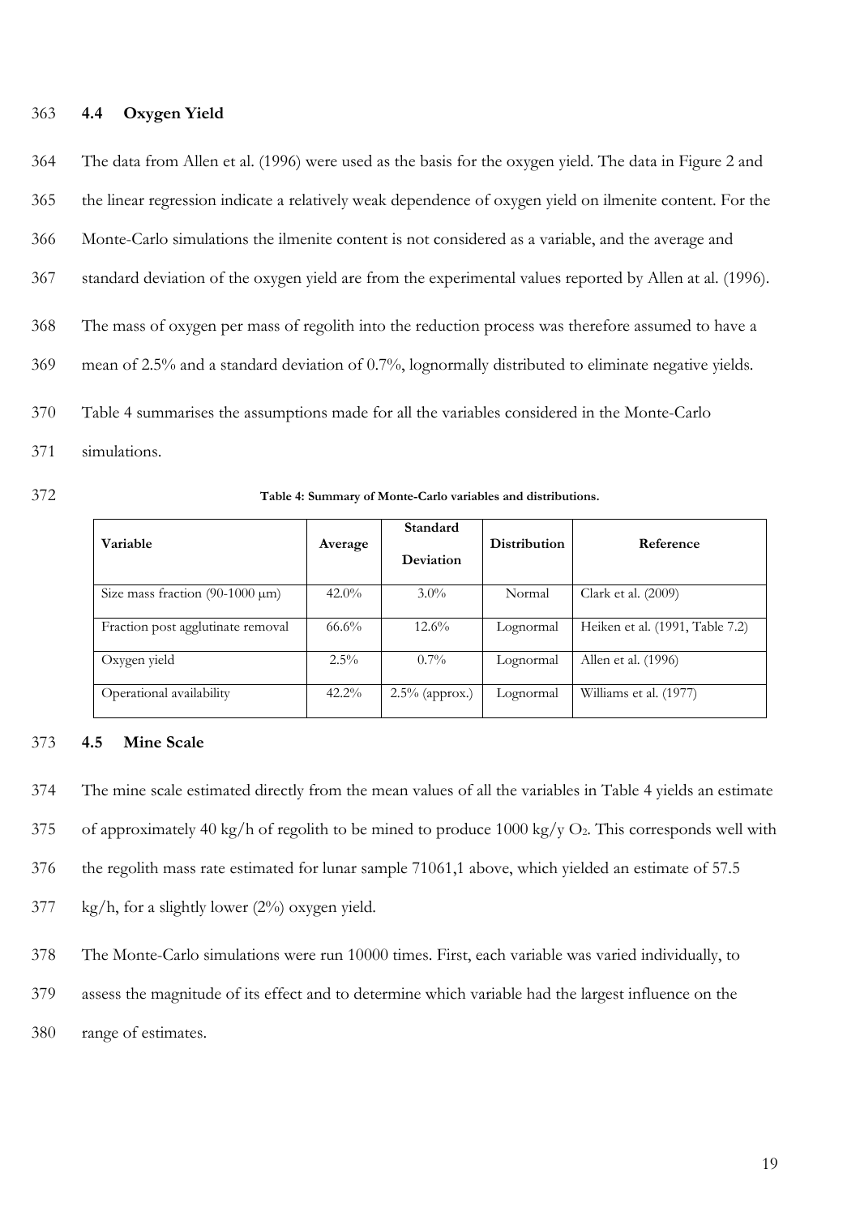## 4.4 Oxygen Yield

The data from Allen et al. (1996) were used as the basis for the oxygen yield. The data in Figure 2 and the linear regression indicate a relatively weak dependence of oxygen yield on ilmenite content. For the Monte-Carlo simulations the ilmenite content is not considered as a variable, and the average and standard deviation of the oxygen yield are from the experimental values reported by Allen at al. (1996). The mass of oxygen per mass of regolith into the reduction process was therefore assumed to have a mean of 2.5% and a standard deviation of 0.7%, lognormally distributed to eliminate negative yields.

Table 4 summarises the assumptions made for all the variables considered in the Monte-Carlo simulations.

**Table 4: Summary of Monte-Carlo variables and distributions.**

| Variable | Average | Standard Deviation | Distribution | Reference |
|---|---|---|---|---|
| Size mass fraction (90-1000 μm) | 42.0% | 3.0% | Normal | Clark et al. (2009) |
| Fraction post agglutinate removal | 66.6% | 12.6% | Lognormal | Heiken et al. (1991, Table 7.2) |
| Oxygen yield | 2.5% | 0.7% | Lognormal | Allen et al. (1996) |
| Operational availability | 42.2% | 2.5% (approx.) | Lognormal | Williams et al. (1977) |

## 4.5 Mine Scale

The mine scale estimated directly from the mean values of all the variables in Table 4 yields an estimate of approximately 40 kg/h of regolith to be mined to produce 1000 kg/y $O_2$. This corresponds well with the regolith mass rate estimated for lunar sample 71061,1 above, which yielded an estimate of 57.5 kg/h, for a slightly lower (2%) oxygen yield.

The Monte-Carlo simulations were run 10000 times. First, each variable was varied individually, to assess the magnitude of its effect and to determine which variable had the largest influence on the range of estimates.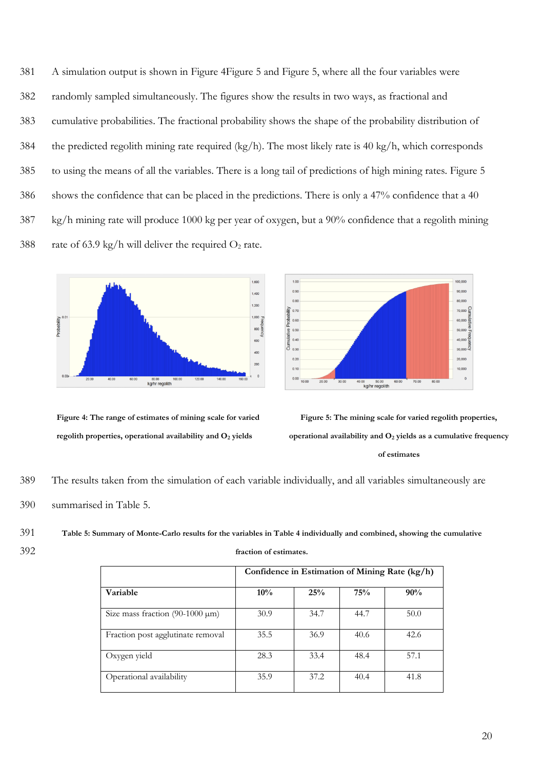A simulation output is shown in Figure 4Figure 5 and Figure 5, where all the four variables were randomly sampled simultaneously. The figures show the results in two ways, as fractional and cumulative probabilities. The fractional probability shows the shape of the probability distribution of the predicted regolith mining rate required (kg/h). The most likely rate is 40 kg/h, which corresponds to using the means of all the variables. There is a long tail of predictions of high mining rates. Figure 5 shows the confidence that can be placed in the predictions. There is only a 47% confidence that a 40 kg/h mining rate will produce 1000 kg per year of oxygen, but a 90% confidence that a regolith mining rate of 63.9 kg/h will deliver the required $O_2$ rate.

**Figure 4: The range of estimates of mining scale for varied regolith properties, operational availability and $O_2$ yields**

**Figure 5: The mining scale for varied regolith properties, operational availability and $O_2$ yields as a cumulative frequency of estimates**

The results taken from the simulation of each variable individually, and all variables simultaneously are summarised in Table 5.

**Table 5: Summary of Monte-Carlo results for the variables in Table 4 individually and combined, showing the cumulative fraction of estimates.**

| | Confidence in Estimation of Mining Rate (kg/h) | | | |
|---|---|---|---|---|
| **Variable** | **10%** | **25%** | **75%** | **90%** |
| Size mass fraction (90-1000 μm) | 30.9 | 34.7 | 44.7 | 50.0 |
| Fraction post agglutinate removal | 35.5 | 36.9 | 40.6 | 42.6 |
| Oxygen yield | 28.3 | 33.4 | 48.4 | 57.1 |
| Operational availability | 35.9 | 37.2 | 40.4 | 41.8 |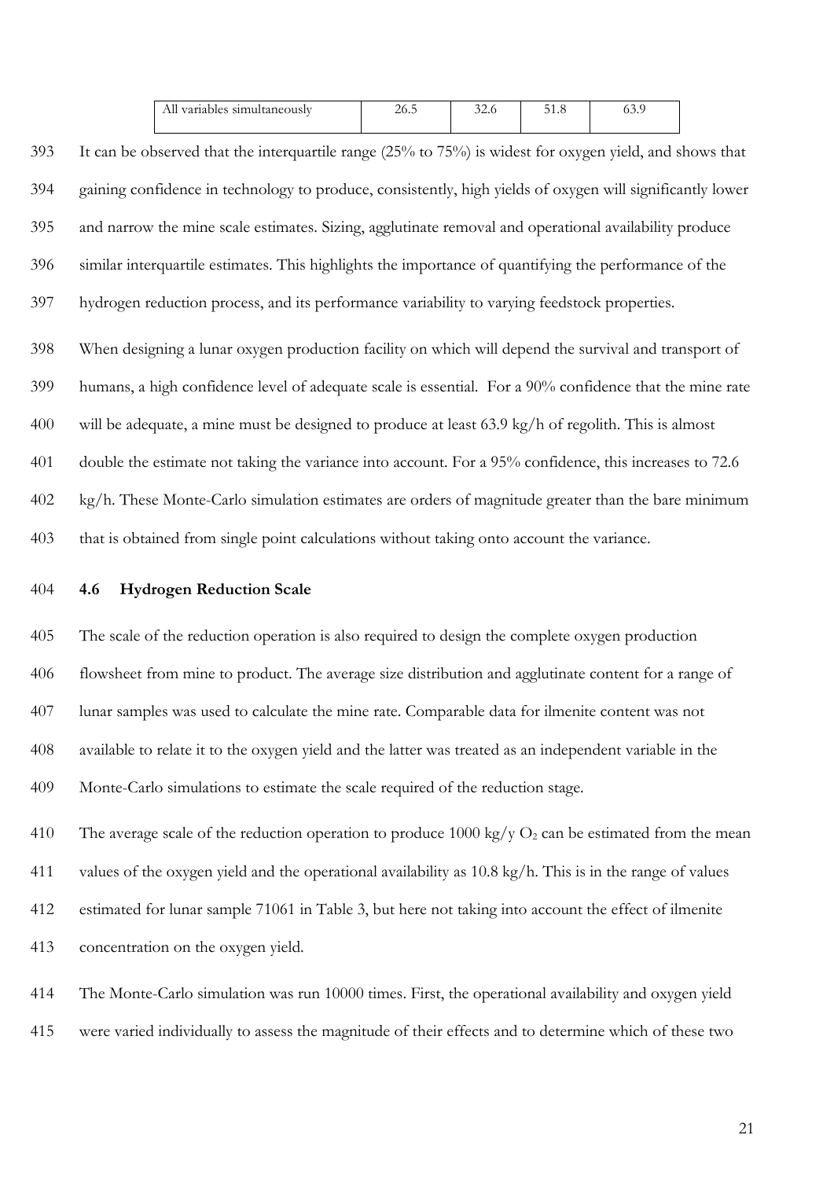| All variables simultaneously | 26.5 | 32.6 | 51.8 | 63.9 |
|---|---|---|---|---|

It can be observed that the interquartile range (25% to 75%) is widest for oxygen yield, and shows that gaining confidence in technology to produce, consistently, high yields of oxygen will significantly lower and narrow the mine scale estimates. Sizing, agglutinate removal and operational availability produce similar interquartile estimates. This highlights the importance of quantifying the performance of the hydrogen reduction process, and its performance variability to varying feedstock properties.

When designing a lunar oxygen production facility on which will depend the survival and transport of humans, a high confidence level of adequate scale is essential. For a 90% confidence that the mine rate will be adequate, a mine must be designed to produce at least 63.9 kg/h of regolith. This is almost double the estimate not taking the variance into account. For a 95% confidence, this increases to 72.6 kg/h. These Monte-Carlo simulation estimates are orders of magnitude greater than the bare minimum that is obtained from single point calculations without taking onto account the variance.

### 4.6 Hydrogen Reduction Scale

The scale of the reduction operation is also required to design the complete oxygen production flowsheet from mine to product. The average size distribution and agglutinate content for a range of lunar samples was used to calculate the mine rate. Comparable data for ilmenite content was not available to relate it to the oxygen yield and the latter was treated as an independent variable in the Monte-Carlo simulations to estimate the scale required of the reduction stage.

The average scale of the reduction operation to produce 1000 kg/y $O_2$ can be estimated from the mean values of the oxygen yield and the operational availability as 10.8 kg/h. This is in the range of values estimated for lunar sample 71061 in Table 3, but here not taking into account the effect of ilmenite concentration on the oxygen yield.

The Monte-Carlo simulation was run 10000 times. First, the operational availability and oxygen yield were varied individually to assess the magnitude of their effects and to determine which of these two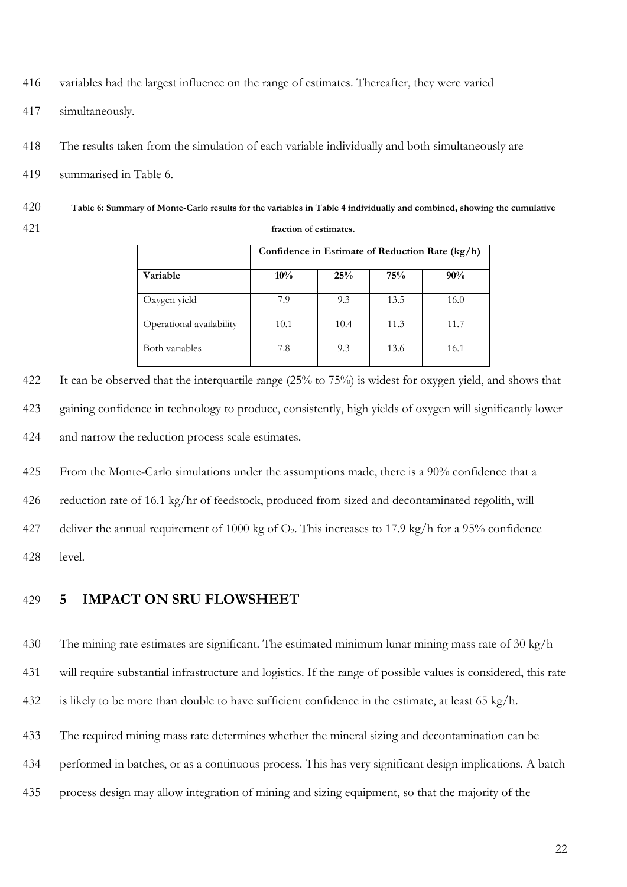variables had the largest influence on the range of estimates. Thereafter, they were varied simultaneously.

The results taken from the simulation of each variable individually and both simultaneously are summarised in Table 6.

**Table 6: Summary of Monte-Carlo results for the variables in Table 4 individually and combined, showing the cumulative fraction of estimates.**

| | Confidence in Estimate of Reduction Rate (kg/h) | | | |
|---|---|---|---|---|
| **Variable** | **10%** | **25%** | **75%** | **90%** |
| Oxygen yield | 7.9 | 9.3 | 13.5 | 16.0 |
| Operational availability | 10.1 | 10.4 | 11.3 | 11.7 |
| Both variables | 7.8 | 9.3 | 13.6 | 16.1 |

It can be observed that the interquartile range (25% to 75%) is widest for oxygen yield, and shows that gaining confidence in technology to produce, consistently, high yields of oxygen will significantly lower and narrow the reduction process scale estimates.

From the Monte-Carlo simulations under the assumptions made, there is a 90% confidence that a reduction rate of 16.1 kg/hr of feedstock, produced from sized and decontaminated regolith, will deliver the annual requirement of 1000 kg of $O_2$. This increases to 17.9 kg/h for a 95% confidence level.

# 5 IMPACT ON SRU FLOWSHEET

The mining rate estimates are significant. The estimated minimum lunar mining mass rate of 30 kg/h will require substantial infrastructure and logistics. If the range of possible values is considered, this rate is likely to be more than double to have sufficient confidence in the estimate, at least 65 kg/h.

The required mining mass rate determines whether the mineral sizing and decontamination can be performed in batches, or as a continuous process. This has very significant design implications. A batch process design may allow integration of mining and sizing equipment, so that the majority of the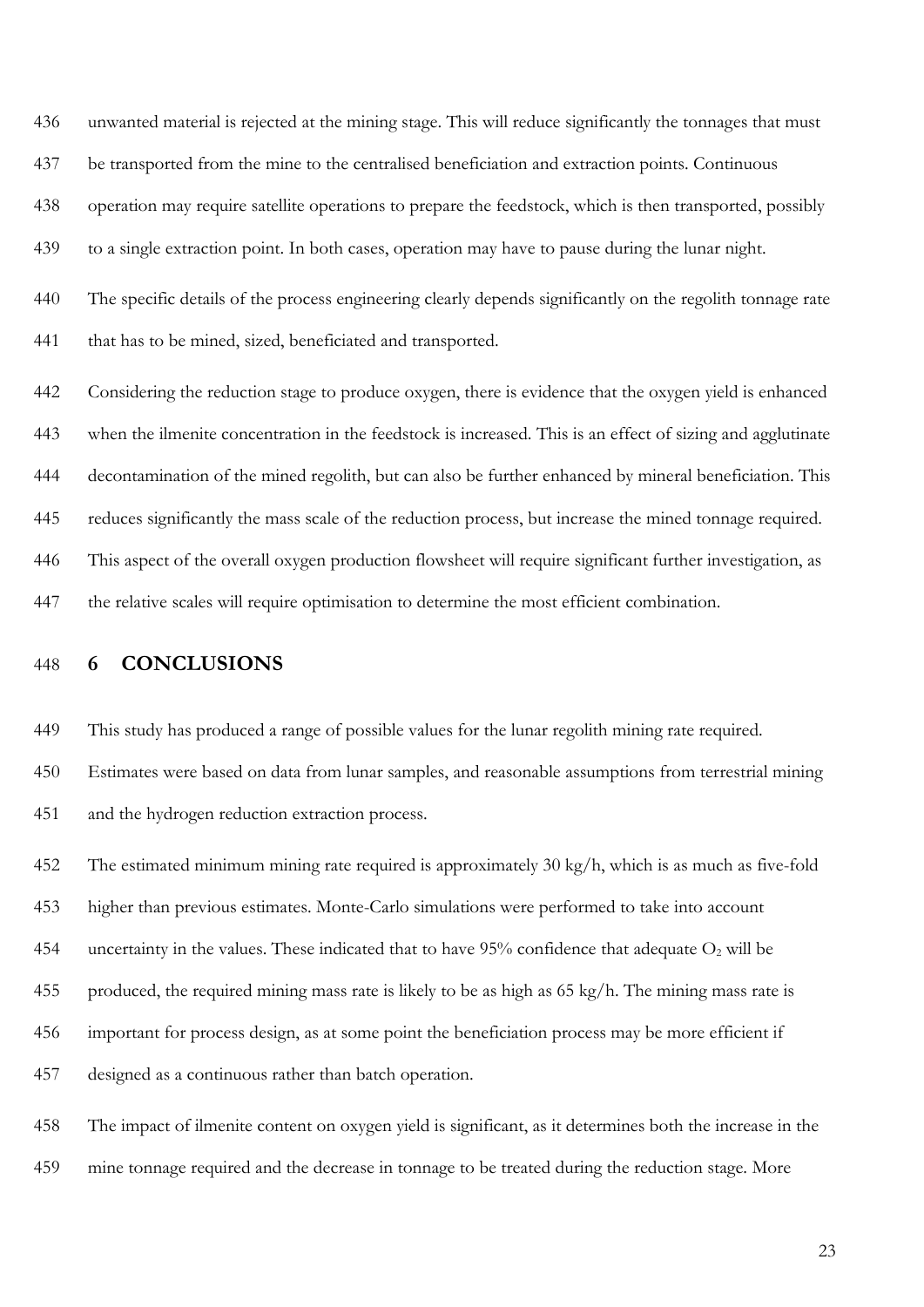unwanted material is rejected at the mining stage. This will reduce significantly the tonnages that must be transported from the mine to the centralised beneficiation and extraction points. Continuous operation may require satellite operations to prepare the feedstock, which is then transported, possibly to a single extraction point. In both cases, operation may have to pause during the lunar night.

The specific details of the process engineering clearly depends significantly on the regolith tonnage rate that has to be mined, sized, beneficiated and transported.

Considering the reduction stage to produce oxygen, there is evidence that the oxygen yield is enhanced when the ilmenite concentration in the feedstock is increased. This is an effect of sizing and agglutinate decontamination of the mined regolith, but can also be further enhanced by mineral beneficiation. This reduces significantly the mass scale of the reduction process, but increase the mined tonnage required. This aspect of the overall oxygen production flowsheet will require significant further investigation, as the relative scales will require optimisation to determine the most efficient combination.

# 6 CONCLUSIONS

This study has produced a range of possible values for the lunar regolith mining rate required. Estimates were based on data from lunar samples, and reasonable assumptions from terrestrial mining and the hydrogen reduction extraction process.

The estimated minimum mining rate required is approximately 30 kg/h, which is as much as five-fold higher than previous estimates. Monte-Carlo simulations were performed to take into account uncertainty in the values. These indicated that to have 95% confidence that adequate $O_2$ will be produced, the required mining mass rate is likely to be as high as 65 kg/h. The mining mass rate is important for process design, as at some point the beneficiation process may be more efficient if designed as a continuous rather than batch operation.

The impact of ilmenite content on oxygen yield is significant, as it determines both the increase in the mine tonnage required and the decrease in tonnage to be treated during the reduction stage. More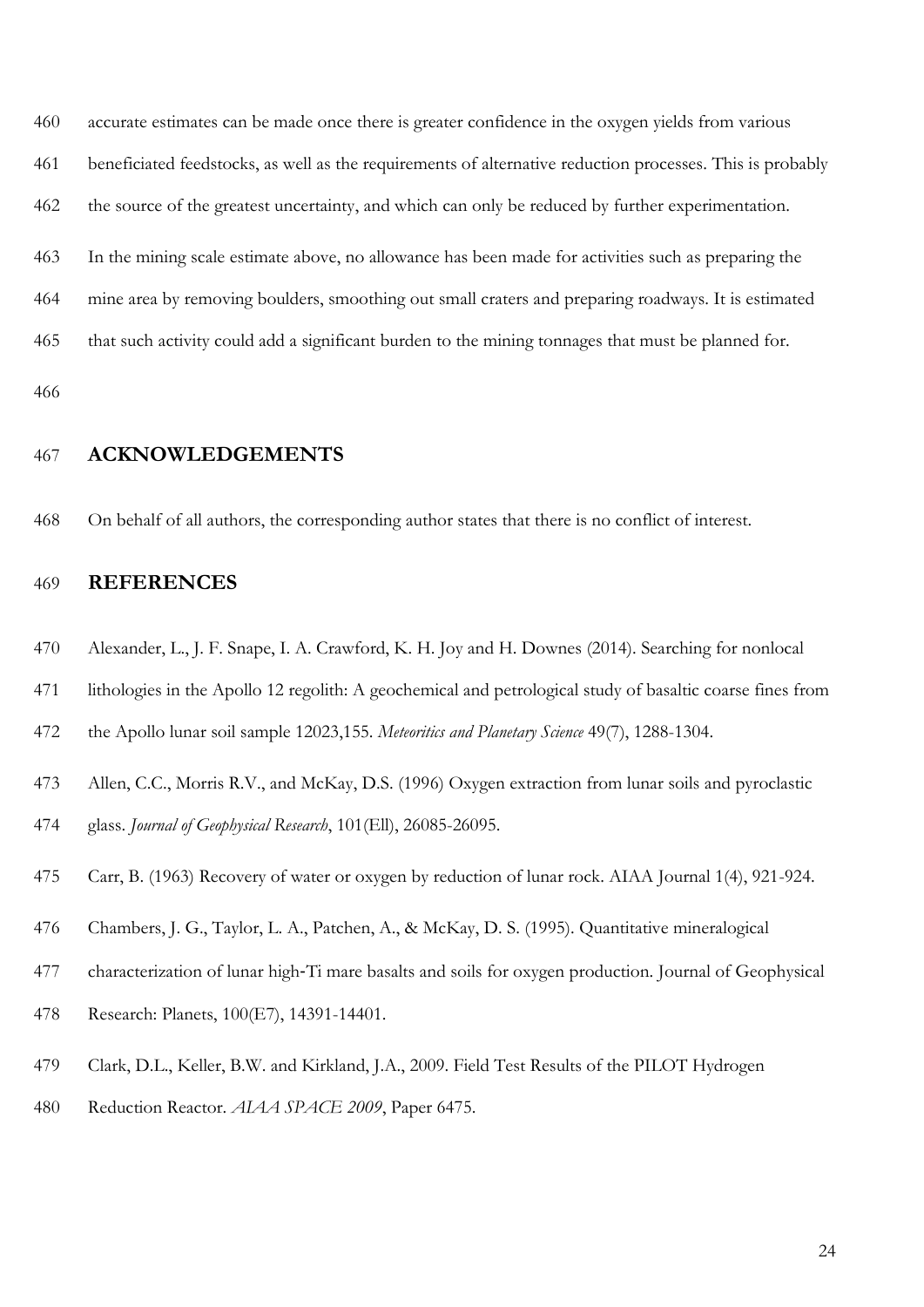accurate estimates can be made once there is greater confidence in the oxygen yields from various beneficiated feedstocks, as well as the requirements of alternative reduction processes. This is probably the source of the greatest uncertainty, and which can only be reduced by further experimentation.

In the mining scale estimate above, no allowance has been made for activities such as preparing the mine area by removing boulders, smoothing out small craters and preparing roadways. It is estimated that such activity could add a significant burden to the mining tonnages that must be planned for.

## ACKNOWLEDGEMENTS

On behalf of all authors, the corresponding author states that there is no conflict of interest.

## REFERENCES

Alexander, L., J. F. Snape, I. A. Crawford, K. H. Joy and H. Downes (2014). Searching for nonlocal lithologies in the Apollo 12 regolith: A geochemical and petrological study of basaltic coarse fines from the Apollo lunar soil sample 12023,155. *Meteoritics and Planetary Science* 49(7), 1288-1304.

Allen, C.C., Morris R.V., and McKay, D.S. (1996) Oxygen extraction from lunar soils and pyroclastic glass. *Journal of Geophysical Research*, 101(Ell), 26085-26095.

Carr, B. (1963) Recovery of water or oxygen by reduction of lunar rock. AIAA Journal 1(4), 921-924.

Chambers, J. G., Taylor, L. A., Patchen, A., & McKay, D. S. (1995). Quantitative mineralogical characterization of lunar high-Ti mare basalts and soils for oxygen production. Journal of Geophysical Research: Planets, 100(E7), 14391-14401.

Clark, D.L., Keller, B.W. and Kirkland, J.A., 2009. Field Test Results of the PILOT Hydrogen Reduction Reactor. *AIAA SPACE 2009*, Paper 6475.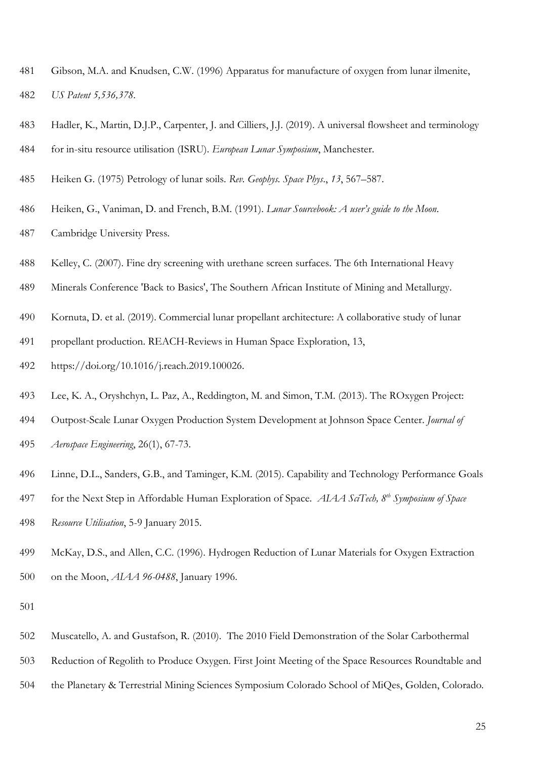Gibson, M.A. and Knudsen, C.W. (1996) Apparatus for manufacture of oxygen from lunar ilmenite, *US Patent 5,536,378*.

Hadler, K., Martin, D.J.P., Carpenter, J. and Cilliers, J.J. (2019). A universal flowsheet and terminology for in-situ resource utilisation (ISRU). *European Lunar Symposium*, Manchester.

Heiken G. (1975) Petrology of lunar soils. *Rev. Geophys. Space Phys*., *13*, 567–587.

Heiken, G., Vaniman, D. and French, B.M. (1991). *Lunar Sourcebook: A user's guide to the Moon*. Cambridge University Press.

Kelley, C. (2007). Fine dry screening with urethane screen surfaces. The 6th International Heavy Minerals Conference 'Back to Basics', The Southern African Institute of Mining and Metallurgy.

Kornuta, D. et al. (2019). Commercial lunar propellant architecture: A collaborative study of lunar propellant production. REACH-Reviews in Human Space Exploration, 13, https://doi.org/10.1016/j.reach.2019.100026.

Lee, K. A., Oryshchyn, L. Paz, A., Reddington, M. and Simon, T.M. (2013). The ROxygen Project: Outpost-Scale Lunar Oxygen Production System Development at Johnson Space Center. *Journal of Aerospace Engineering*, 26(1), 67-73.

Linne, D.L., Sanders, G.B., and Taminger, K.M. (2015). Capability and Technology Performance Goals for the Next Step in Affordable Human Exploration of Space. *AIAA SciTech, 8th Symposium of Space Resource Utilisation*, 5-9 January 2015.

McKay, D.S., and Allen, C.C. (1996). Hydrogen Reduction of Lunar Materials for Oxygen Extraction on the Moon, *AIAA 96-0488*, January 1996.

Muscatello, A. and Gustafson, R. (2010). The 2010 Field Demonstration of the Solar Carbothermal Reduction of Regolith to Produce Oxygen. First Joint Meeting of the Space Resources Roundtable and the Planetary & Terrestrial Mining Sciences Symposium Colorado School of MiQes, Golden, Colorado.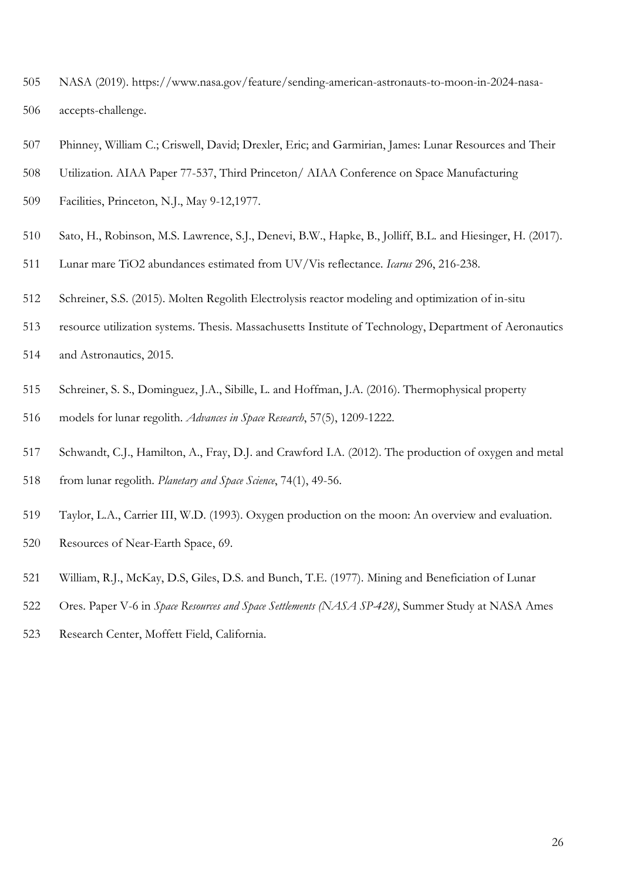NASA (2019). https://www.nasa.gov/feature/sending-american-astronauts-to-moon-in-2024-nasa-accepts-challenge.

Phinney, William C.; Criswell, David; Drexler, Eric; and Garmirian, James: Lunar Resources and Their Utilization. AIAA Paper 77-537, Third Princeton/ AIAA Conference on Space Manufacturing Facilities, Princeton, N.J., May 9-12,1977.

Sato, H., Robinson, M.S. Lawrence, S.J., Denevi, B.W., Hapke, B., Jolliff, B.L. and Hiesinger, H. (2017). Lunar mare TiO2 abundances estimated from UV/Vis reflectance. *Icarus* 296, 216-238.

Schreiner, S.S. (2015). Molten Regolith Electrolysis reactor modeling and optimization of in-situ resource utilization systems. Thesis. Massachusetts Institute of Technology, Department of Aeronautics and Astronautics, 2015.

Schreiner, S. S., Dominguez, J.A., Sibille, L. and Hoffman, J.A. (2016). Thermophysical property models for lunar regolith. *Advances in Space Research*, 57(5), 1209-1222.

Schwandt, C.J., Hamilton, A., Fray, D.J. and Crawford I.A. (2012). The production of oxygen and metal from lunar regolith. *Planetary and Space Science*, 74(1), 49-56.

Taylor, L.A., Carrier III, W.D. (1993). Oxygen production on the moon: An overview and evaluation. Resources of Near-Earth Space, 69.

William, R.J., McKay, D.S, Giles, D.S. and Bunch, T.E. (1977). Mining and Beneficiation of Lunar Ores. Paper V-6 in *Space Resources and Space Settlements (NASA SP-428)*, Summer Study at NASA Ames Research Center, Moffett Field, California.